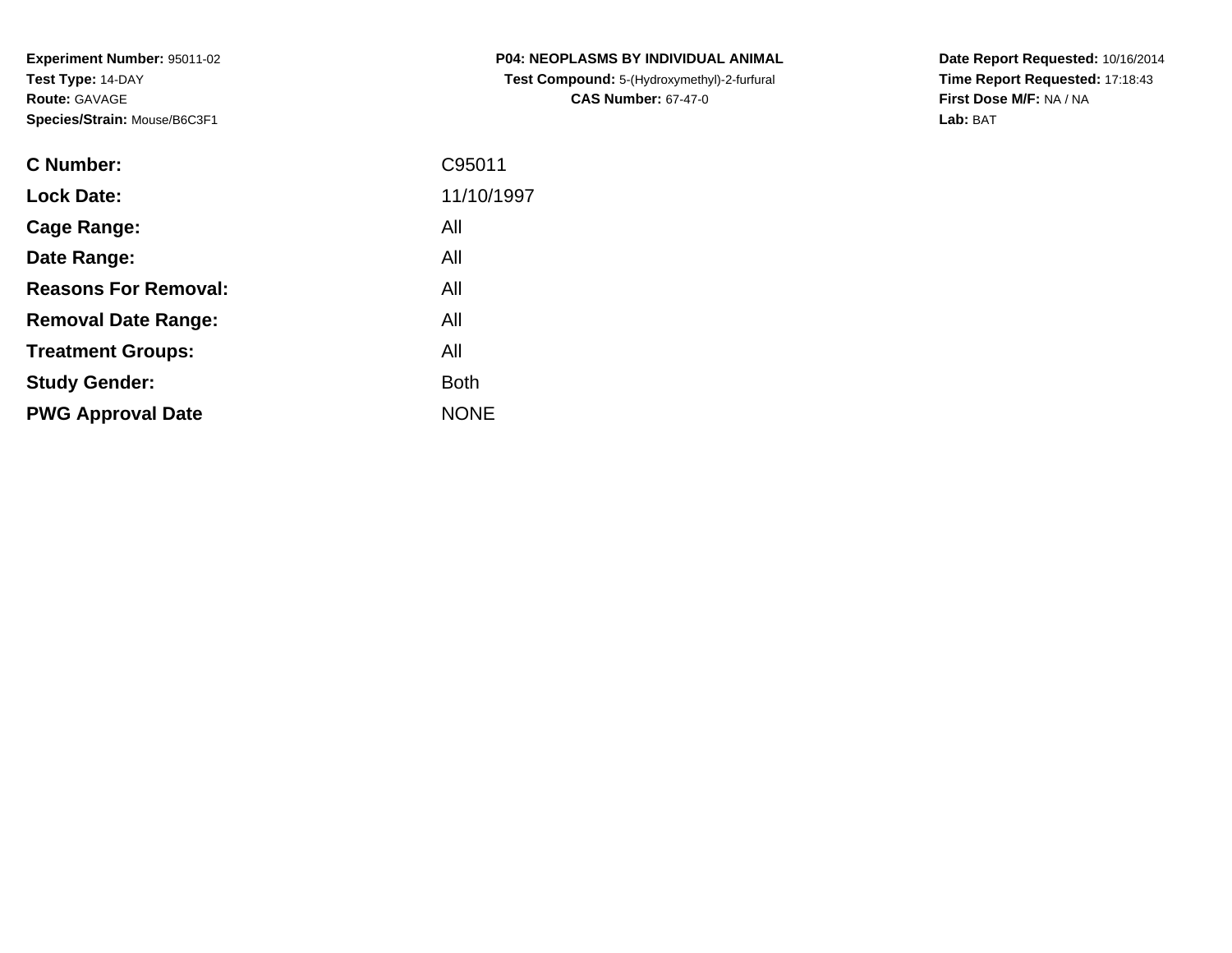**Experiment Number:** 95011-02
**Test Type:** 14-DAY
**Route:** GAVAGE
**Species/Strain:** Mouse/B6C3F1

**P04: NEOPLASMS BY INDIVIDUAL ANIMAL**
**Test Compound:** 5-(Hydroxymethyl)-2-furfural
**CAS Number:** 67-47-0

**Date Report Requested:** 10/16/2014
**Time Report Requested:** 17:18:43
**First Dose M/F:** NA / NA
**Lab:** BAT

| | |
|---|---|
| **C Number:** | C95011 |
| **Lock Date:** | 11/10/1997 |
| **Cage Range:** | All |
| **Date Range:** | All |
| **Reasons For Removal:** | All |
| **Removal Date Range:** | All |
| **Treatment Groups:** | All |
| **Study Gender:** | Both |
| **PWG Approval Date** | NONE |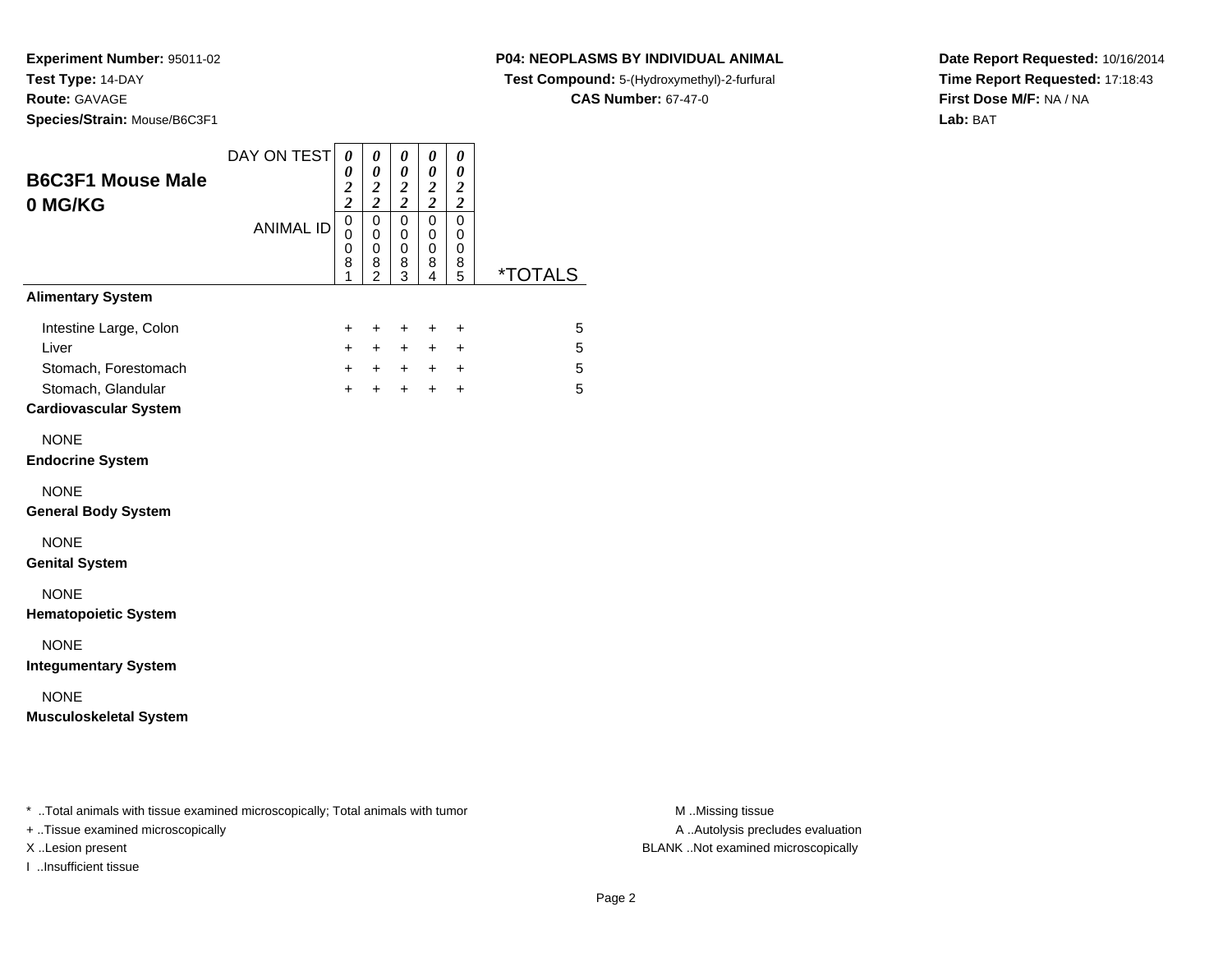**Experiment Number:** 95011-02
**Test Type:** 14-DAY
**Route:** GAVAGE
**Species/Strain:** Mouse/B6C3F1

**P04: NEOPLASMS BY INDIVIDUAL ANIMAL**
**Test Compound:** 5-(Hydroxymethyl)-2-furfural
**CAS Number:** 67-47-0

**Date Report Requested:** 10/16/2014
**Time Report Requested:** 17:18:43
**First Dose M/F:** NA / NA
**Lab:** BAT

## B6C3F1 Mouse Male 0 MG/KG

| DAY ON TEST | 0022 | 0022 | 0022 | 0022 | 0022 | |
|---|---|---|---|---|---|---|
| ANIMAL ID | 00081 | 00082 | 00083 | 00084 | 00085 | *TOTALS |
| **Alimentary System** | | | | | | |
| Intestine Large, Colon | + | + | + | + | + | 5 |
| Liver | + | + | + | + | + | 5 |
| Stomach, Forestomach | + | + | + | + | + | 5 |
| Stomach, Glandular | + | + | + | + | + | 5 |
| **Cardiovascular System** | | | | | | |
| NONE | | | | | | |
| **Endocrine System** | | | | | | |
| NONE | | | | | | |
| **General Body System** | | | | | | |
| NONE | | | | | | |
| **Genital System** | | | | | | |
| NONE | | | | | | |
| **Hematopoietic System** | | | | | | |
| NONE | | | | | | |
| **Integumentary System** | | | | | | |
| NONE | | | | | | |
| **Musculoskeletal System** | | | | | | |

* ..Total animals with tissue examined microscopically; Total animals with tumor
+ ..Tissue examined microscopically
X ..Lesion present
I ..Insufficient tissue

M ..Missing tissue
A ..Autolysis precludes evaluation
BLANK ..Not examined microscopically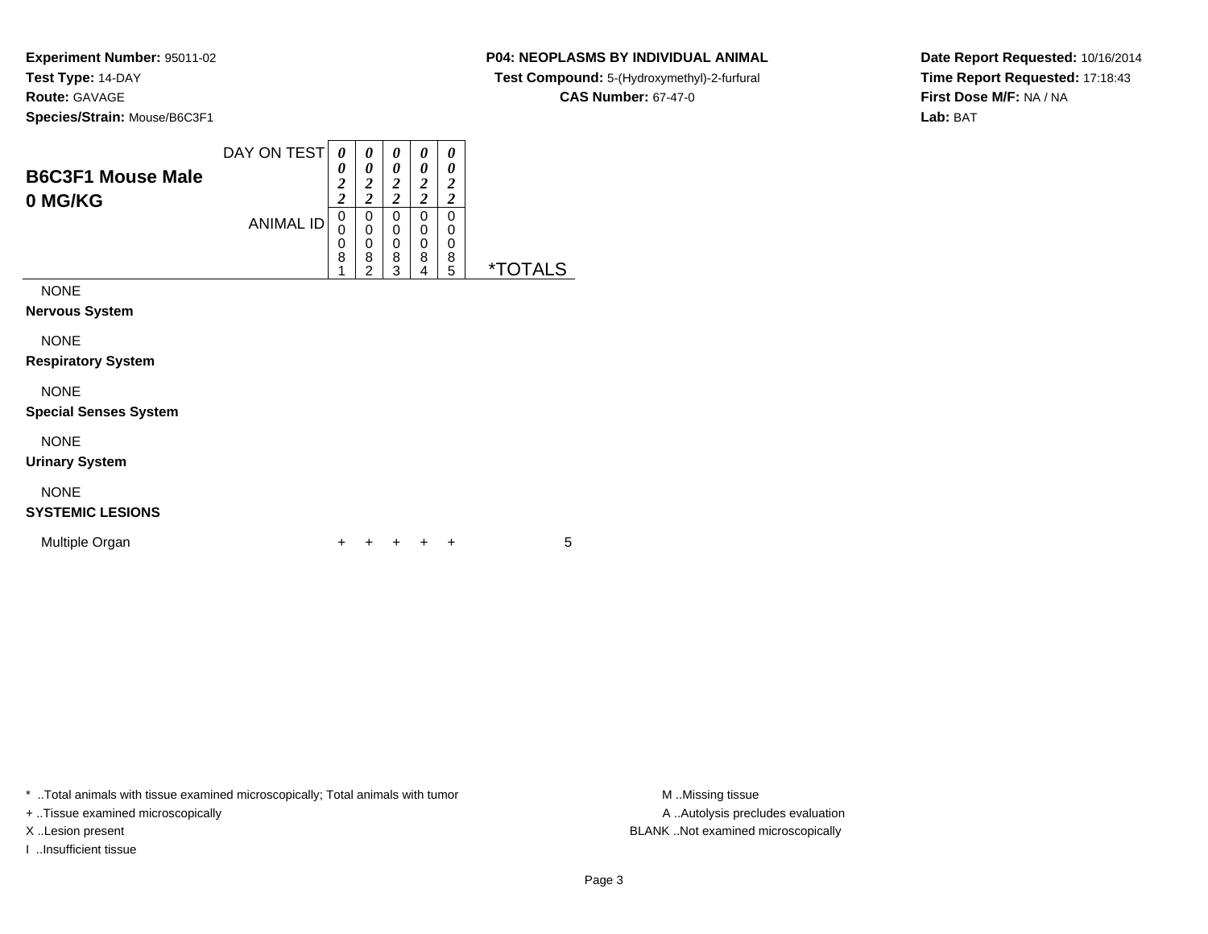**Experiment Number:** 95011-02
**Test Type:** 14-DAY
**Route:** GAVAGE
**Species/Strain:** Mouse/B6C3F1

**P04: NEOPLASMS BY INDIVIDUAL ANIMAL**
**Test Compound:** 5-(Hydroxymethyl)-2-furfural
**CAS Number:** 67-47-0

**Date Report Requested:** 10/16/2014
**Time Report Requested:** 17:18:43
**First Dose M/F:** NA / NA
**Lab:** BAT

## B6C3F1 Mouse Male
## 0 MG/KG

| | | | | | | |
|---|---|---|---|---|---|---|
| DAY ON TEST | 0022 | 0022 | 0022 | 0022 | 0022 | |
| ANIMAL ID | 00081 | 00082 | 00083 | 00084 | 00085 | *TOTALS |
| NONE | | | | | | |
| **Nervous System** | | | | | | |
| NONE | | | | | | |
| **Respiratory System** | | | | | | |
| NONE | | | | | | |
| **Special Senses System** | | | | | | |
| NONE | | | | | | |
| **Urinary System** | | | | | | |
| NONE | | | | | | |
| **SYSTEMIC LESIONS** | | | | | | |
| Multiple Organ | + | + | + | + | + | 5 |

\* ..Total animals with tissue examined microscopically; Total animals with tumor
+ ..Tissue examined microscopically
X ..Lesion present
I ..Insufficient tissue

M ..Missing tissue
A ..Autolysis precludes evaluation
BLANK ..Not examined microscopically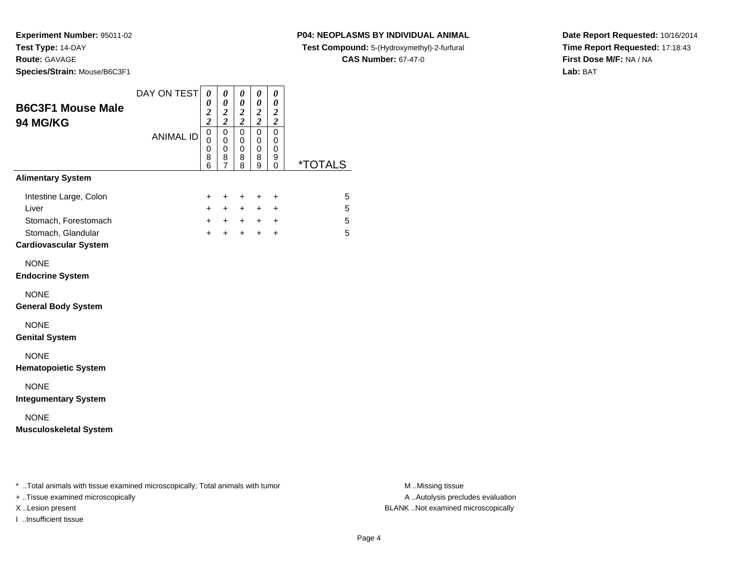**Experiment Number:** 95011-02
**Test Type:** 14-DAY
**Route:** GAVAGE
**Species/Strain:** Mouse/B6C3F1

**P04: NEOPLASMS BY INDIVIDUAL ANIMAL**
**Test Compound:** 5-(Hydroxymethyl)-2-furfural
**CAS Number:** 67-47-0

**Date Report Requested:** 10/16/2014
**Time Report Requested:** 17:18:43
**First Dose M/F:** NA / NA
**Lab:** BAT

## B6C3F1 Mouse Male
## 94 MG/KG

| DAY ON TEST | 0022 | 0022 | 0022 | 0022 | 0022 | |
|---|---|---|---|---|---|---|
| ANIMAL ID | 00086 | 00087 | 00088 | 00089 | 00090 | *TOTALS |
| **Alimentary System** | | | | | | |
| Intestine Large, Colon | + | + | + | + | + | 5 |
| Liver | + | + | + | + | + | 5 |
| Stomach, Forestomach | + | + | + | + | + | 5 |
| Stomach, Glandular | + | + | + | + | + | 5 |
| **Cardiovascular System** | | | | | | |
| NONE | | | | | | |
| **Endocrine System** | | | | | | |
| NONE | | | | | | |
| **General Body System** | | | | | | |
| NONE | | | | | | |
| **Genital System** | | | | | | |
| NONE | | | | | | |
| **Hematopoietic System** | | | | | | |
| NONE | | | | | | |
| **Integumentary System** | | | | | | |
| NONE | | | | | | |
| **Musculoskeletal System** | | | | | | |

* ..Total animals with tissue examined microscopically; Total animals with tumor
+ ..Tissue examined microscopically
X ..Lesion present
I ..Insufficient tissue

M ..Missing tissue
A ..Autolysis precludes evaluation
BLANK ..Not examined microscopically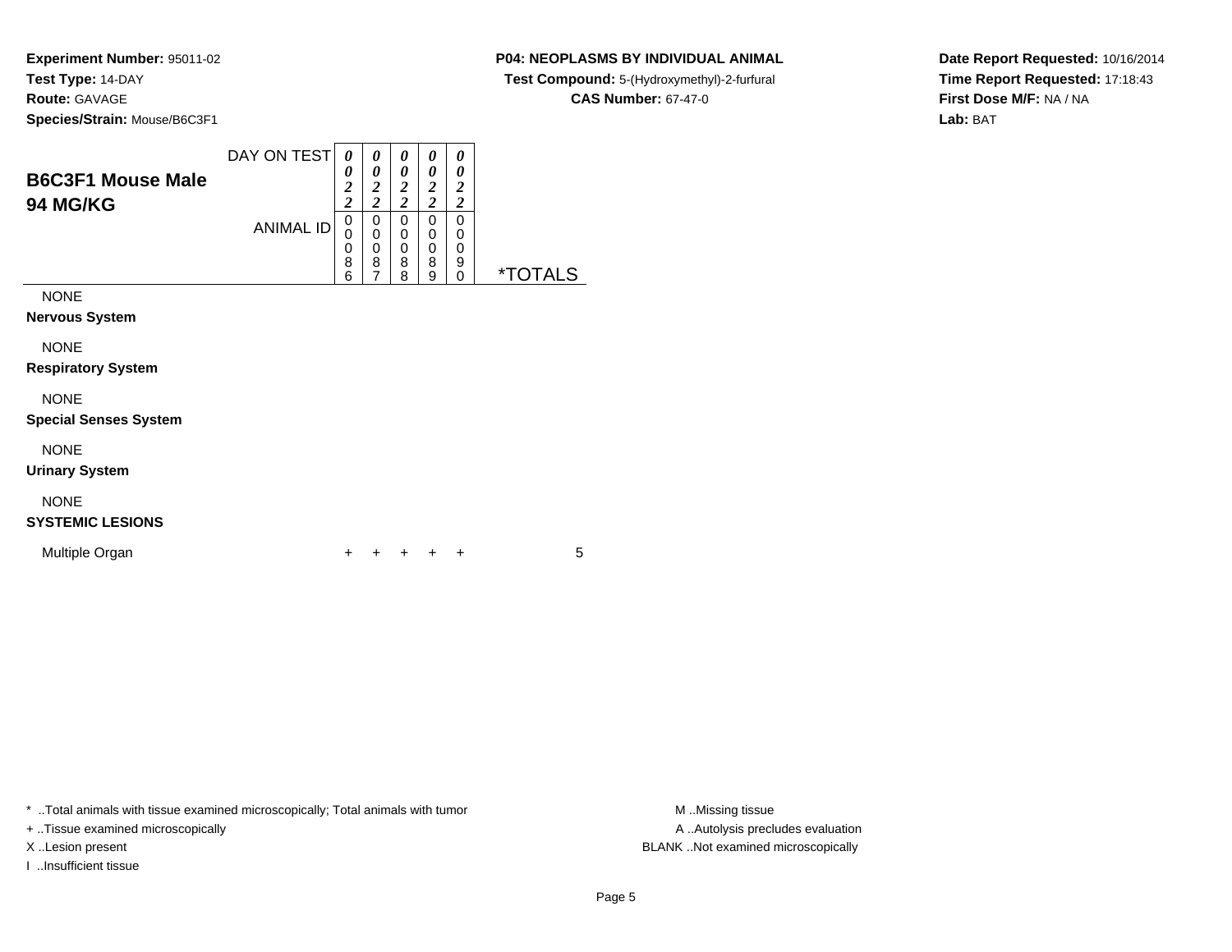**Experiment Number:** 95011-02
**Test Type:** 14-DAY
**Route:** GAVAGE
**Species/Strain:** Mouse/B6C3F1

**P04: NEOPLASMS BY INDIVIDUAL ANIMAL**
**Test Compound:** 5-(Hydroxymethyl)-2-furfural
**CAS Number:** 67-47-0

**Date Report Requested:** 10/16/2014
**Time Report Requested:** 17:18:43
**First Dose M/F:** NA / NA
**Lab:** BAT

## B6C3F1 Mouse Male 94 MG/KG

| DAY ON TEST | 0022 | 0022 | 0022 | 0022 | 0022 | |
|---|---|---|---|---|---|---|
| ANIMAL ID | 00086 | 00087 | 00088 | 00089 | 00090 | *TOTALS |
| NONE | | | | | | |
| **Nervous System** | | | | | | |
| NONE | | | | | | |
| **Respiratory System** | | | | | | |
| NONE | | | | | | |
| **Special Senses System** | | | | | | |
| NONE | | | | | | |
| **Urinary System** | | | | | | |
| NONE | | | | | | |
| **SYSTEMIC LESIONS** | | | | | | |
| Multiple Organ | + | + | + | + | + | 5 |

\* ..Total animals with tissue examined microscopically; Total animals with tumor
+ ..Tissue examined microscopically
X ..Lesion present
I ..Insufficient tissue

M ..Missing tissue
A ..Autolysis precludes evaluation
BLANK ..Not examined microscopically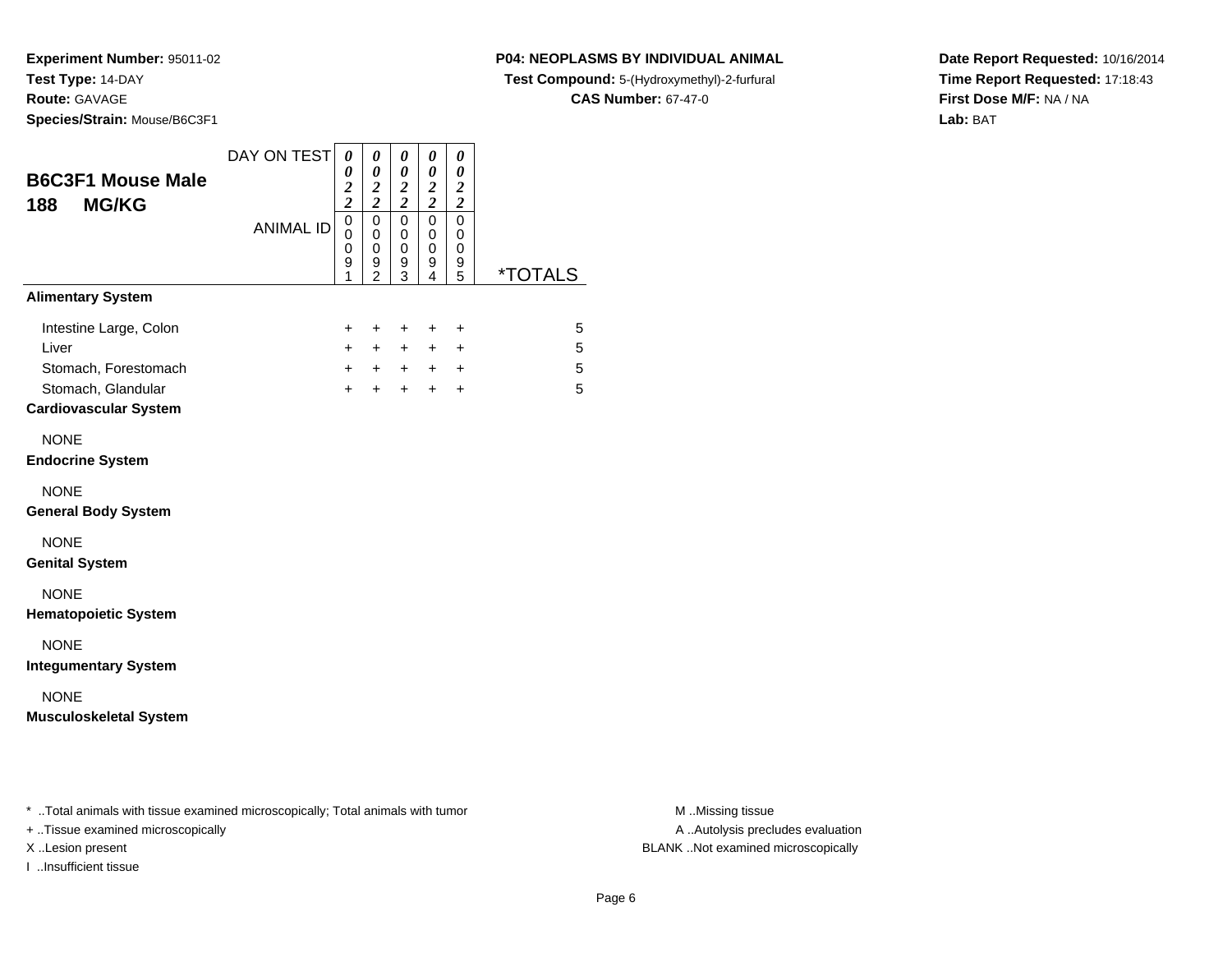**Experiment Number:** 95011-02
**Test Type:** 14-DAY
**Route:** GAVAGE
**Species/Strain:** Mouse/B6C3F1

**P04: NEOPLASMS BY INDIVIDUAL ANIMAL**
**Test Compound:** 5-(Hydroxymethyl)-2-furfural
**CAS Number:** 67-47-0

**Date Report Requested:** 10/16/2014
**Time Report Requested:** 17:18:43
**First Dose M/F:** NA / NA
**Lab:** BAT

## B6C3F1 Mouse Male
## 188 MG/KG

| DAY ON TEST | 0022 | 0022 | 0022 | 0022 | 0022 | |
|---|---|---|---|---|---|---|
| ANIMAL ID | 00091 | 00092 | 00093 | 00094 | 00095 | *TOTALS |
| **Alimentary System** | | | | | | |
| Intestine Large, Colon | + | + | + | + | + | 5 |
| Liver | + | + | + | + | + | 5 |
| Stomach, Forestomach | + | + | + | + | + | 5 |
| Stomach, Glandular | + | + | + | + | + | 5 |
| **Cardiovascular System** | | | | | | |
| NONE | | | | | | |
| **Endocrine System** | | | | | | |
| NONE | | | | | | |
| **General Body System** | | | | | | |
| NONE | | | | | | |
| **Genital System** | | | | | | |
| NONE | | | | | | |
| **Hematopoietic System** | | | | | | |
| NONE | | | | | | |
| **Integumentary System** | | | | | | |
| NONE | | | | | | |
| **Musculoskeletal System** | | | | | | |

* ..Total animals with tissue examined microscopically; Total animals with tumor
+ ..Tissue examined microscopically
X ..Lesion present
I ..Insufficient tissue

M ..Missing tissue
A ..Autolysis precludes evaluation
BLANK ..Not examined microscopically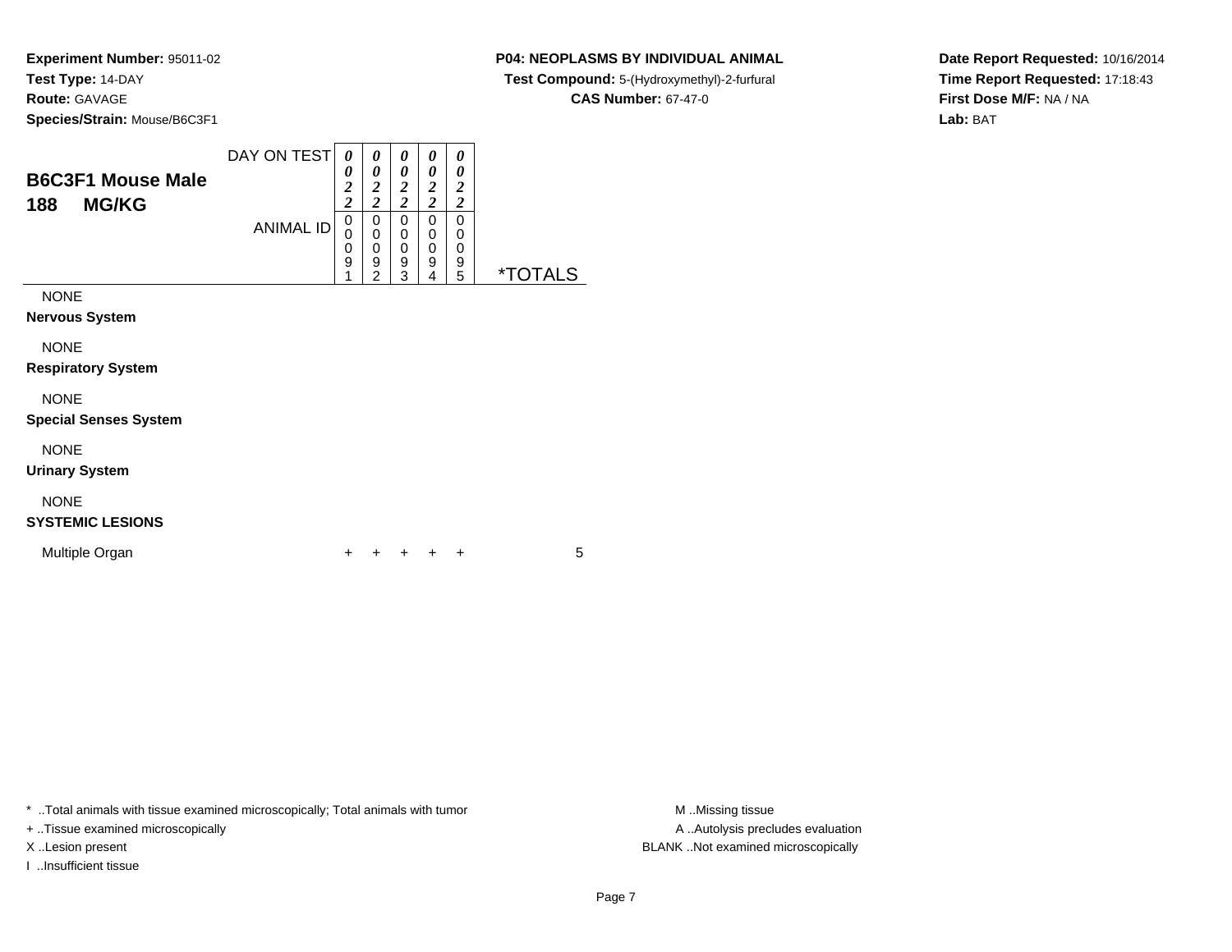**Experiment Number:** 95011-02
**Test Type:** 14-DAY
**Route:** GAVAGE
**Species/Strain:** Mouse/B6C3F1

**P04: NEOPLASMS BY INDIVIDUAL ANIMAL**
**Test Compound:** 5-(Hydroxymethyl)-2-furfural
**CAS Number:** 67-47-0

**Date Report Requested:** 10/16/2014
**Time Report Requested:** 17:18:43
**First Dose M/F:** NA / NA
**Lab:** BAT

## B6C3F1 Mouse Male
## 188 MG/KG

| DAY ON TEST | 0022 | 0022 | 0022 | 0022 | 0022 | |
|---|---|---|---|---|---|---|
| ANIMAL ID | 00091 | 00092 | 00093 | 00094 | 00095 | *TOTALS |
| NONE | | | | | | |
| **Nervous System** | | | | | | |
| NONE | | | | | | |
| **Respiratory System** | | | | | | |
| NONE | | | | | | |
| **Special Senses System** | | | | | | |
| NONE | | | | | | |
| **Urinary System** | | | | | | |
| NONE | | | | | | |
| **SYSTEMIC LESIONS** | | | | | | |
| Multiple Organ | + | + | + | + | + | 5 |

* ..Total animals with tissue examined microscopically; Total animals with tumor
+ ..Tissue examined microscopically
X ..Lesion present
I ..Insufficient tissue

M ..Missing tissue
A ..Autolysis precludes evaluation
BLANK ..Not examined microscopically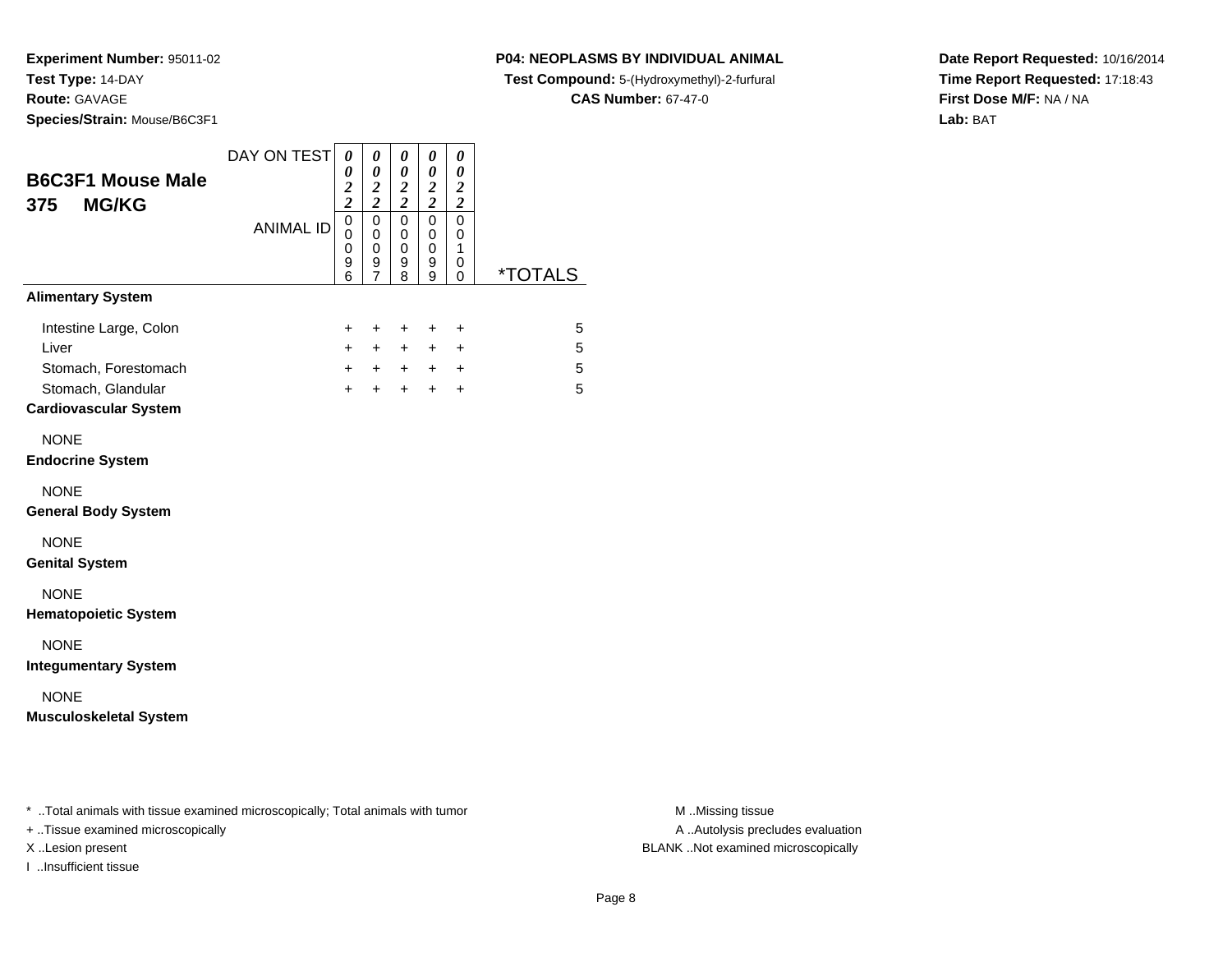**Experiment Number:** 95011-02
**Test Type:** 14-DAY
**Route:** GAVAGE
**Species/Strain:** Mouse/B6C3F1

**P04: NEOPLASMS BY INDIVIDUAL ANIMAL**
**Test Compound:** 5-(Hydroxymethyl)-2-furfural
**CAS Number:** 67-47-0

**Date Report Requested:** 10/16/2014
**Time Report Requested:** 17:18:43
**First Dose M/F:** NA / NA
**Lab:** BAT

## B6C3F1 Mouse Male
## 375 MG/KG

| | | | | | | |
|---|---|---|---|---|---|---|
| DAY ON TEST | 0022 | 0022 | 0022 | 0022 | 0022 | |
| ANIMAL ID | 00096 | 00097 | 00098 | 00099 | 00100 | *TOTALS |
| **Alimentary System** | | | | | | |
| Intestine Large, Colon | + | + | + | + | + | 5 |
| Liver | + | + | + | + | + | 5 |
| Stomach, Forestomach | + | + | + | + | + | 5 |
| Stomach, Glandular | + | + | + | + | + | 5 |
| **Cardiovascular System** | | | | | | |
| NONE | | | | | | |
| **Endocrine System** | | | | | | |
| NONE | | | | | | |
| **General Body System** | | | | | | |
| NONE | | | | | | |
| **Genital System** | | | | | | |
| NONE | | | | | | |
| **Hematopoietic System** | | | | | | |
| NONE | | | | | | |
| **Integumentary System** | | | | | | |
| NONE | | | | | | |
| **Musculoskeletal System** | | | | | | |

* ..Total animals with tissue examined microscopically; Total animals with tumor
+ ..Tissue examined microscopically
X ..Lesion present
I ..Insufficient tissue

M ..Missing tissue
A ..Autolysis precludes evaluation
BLANK ..Not examined microscopically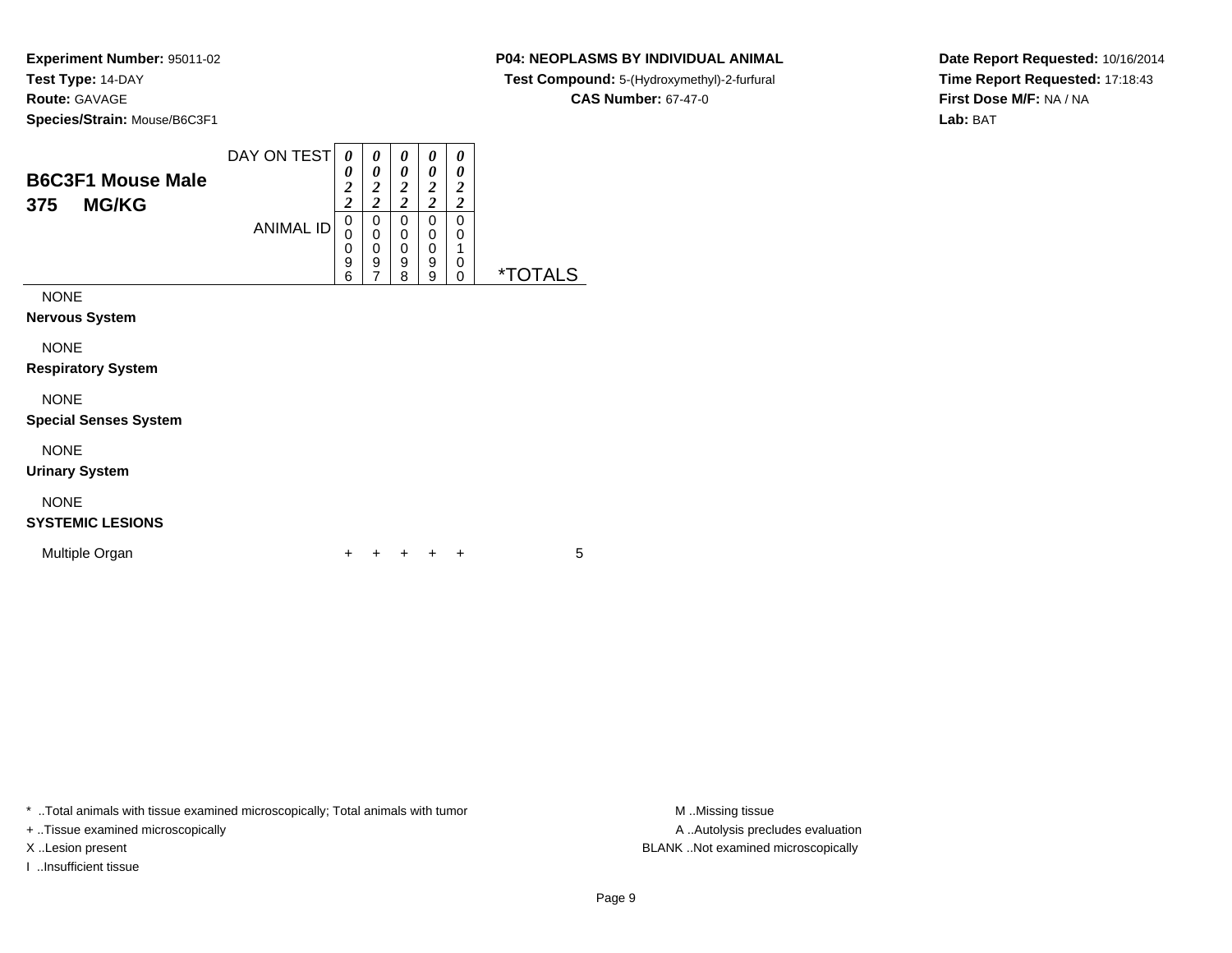**Experiment Number:** 95011-02
**Test Type:** 14-DAY
**Route:** GAVAGE
**Species/Strain:** Mouse/B6C3F1

**P04: NEOPLASMS BY INDIVIDUAL ANIMAL**
**Test Compound:** 5-(Hydroxymethyl)-2-furfural
**CAS Number:** 67-47-0

**Date Report Requested:** 10/16/2014
**Time Report Requested:** 17:18:43
**First Dose M/F:** NA / NA
**Lab:** BAT

## B6C3F1 Mouse Male 375 MG/KG

| DAY ON TEST | 0022 | 0022 | 0022 | 0022 | 0022 | |
|---|---|---|---|---|---|---|
| ANIMAL ID | 00096 | 00097 | 00098 | 00099 | 00100 | *TOTALS |
| NONE | | | | | | |
| **Nervous System** | | | | | | |
| NONE | | | | | | |
| **Respiratory System** | | | | | | |
| NONE | | | | | | |
| **Special Senses System** | | | | | | |
| NONE | | | | | | |
| **Urinary System** | | | | | | |
| NONE | | | | | | |
| **SYSTEMIC LESIONS** | | | | | | |
| Multiple Organ | + | + | + | + | + | 5 |

* ..Total animals with tissue examined microscopically; Total animals with tumor
+ ..Tissue examined microscopically
X ..Lesion present
I ..Insufficient tissue

M ..Missing tissue
A ..Autolysis precludes evaluation
BLANK ..Not examined microscopically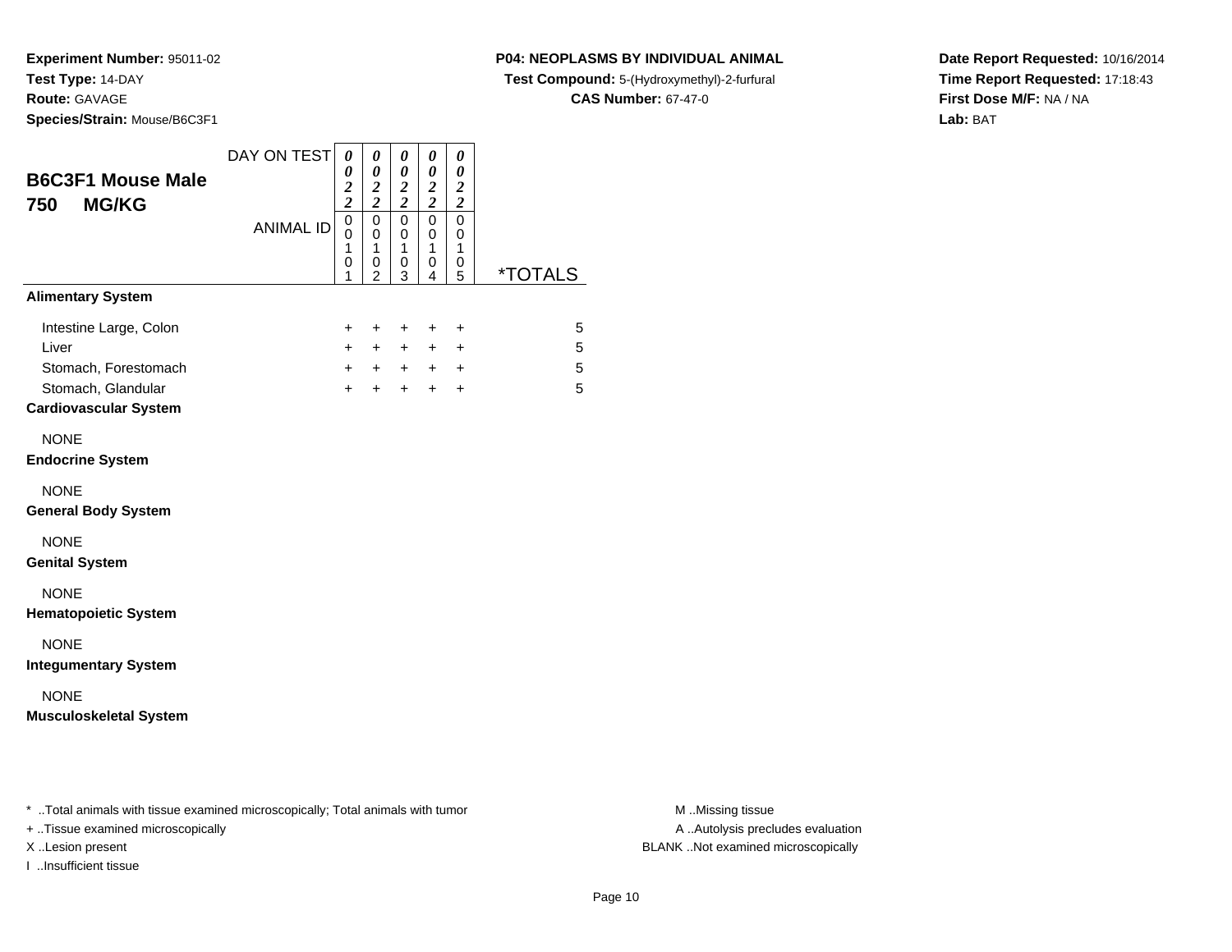**Experiment Number:** 95011-02
**Test Type:** 14-DAY
**Route:** GAVAGE
**Species/Strain:** Mouse/B6C3F1

**P04: NEOPLASMS BY INDIVIDUAL ANIMAL**
**Test Compound:** 5-(Hydroxymethyl)-2-furfural
**CAS Number:** 67-47-0

**Date Report Requested:** 10/16/2014
**Time Report Requested:** 17:18:43
**First Dose M/F:** NA / NA
**Lab:** BAT

## B6C3F1 Mouse Male 750 MG/KG

| DAY ON TEST | 0022 | 0022 | 0022 | 0022 | 0022 | |
|---|---|---|---|---|---|---|
| ANIMAL ID | 00101 | 00102 | 00103 | 00104 | 00105 | *TOTALS |
| **Alimentary System** | | | | | | |
| Intestine Large, Colon | + | + | + | + | + | 5 |
| Liver | + | + | + | + | + | 5 |
| Stomach, Forestomach | + | + | + | + | + | 5 |
| Stomach, Glandular | + | + | + | + | + | 5 |
| **Cardiovascular System** | | | | | | |
| NONE | | | | | | |
| **Endocrine System** | | | | | | |
| NONE | | | | | | |
| **General Body System** | | | | | | |
| NONE | | | | | | |
| **Genital System** | | | | | | |
| NONE | | | | | | |
| **Hematopoietic System** | | | | | | |
| NONE | | | | | | |
| **Integumentary System** | | | | | | |
| NONE | | | | | | |
| **Musculoskeletal System** | | | | | | |

* ..Total animals with tissue examined microscopically; Total animals with tumor
+ ..Tissue examined microscopically
X ..Lesion present
I ..Insufficient tissue

M ..Missing tissue
A ..Autolysis precludes evaluation
BLANK ..Not examined microscopically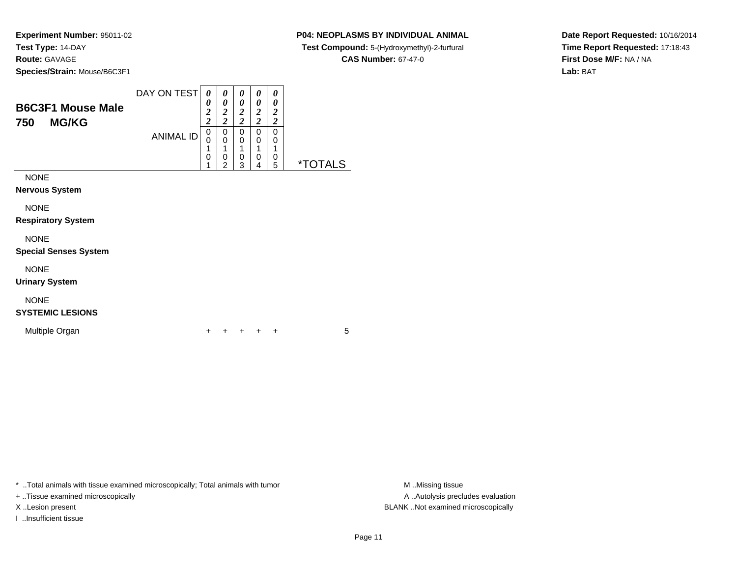**Experiment Number:** 95011-02
**Test Type:** 14-DAY
**Route:** GAVAGE
**Species/Strain:** Mouse/B6C3F1

**P04: NEOPLASMS BY INDIVIDUAL ANIMAL**
**Test Compound:** 5-(Hydroxymethyl)-2-furfural
**CAS Number:** 67-47-0

**Date Report Requested:** 10/16/2014
**Time Report Requested:** 17:18:43
**First Dose M/F:** NA / NA
**Lab:** BAT

## B6C3F1 Mouse Male
## 750 MG/KG

| DAY ON TEST | 0022 | 0022 | 0022 | 0022 | 0022 | |
|---|---|---|---|---|---|---|
| ANIMAL ID | 00101 | 00102 | 00103 | 00104 | 00105 | *TOTALS |
| NONE | | | | | | |
| **Nervous System** | | | | | | |
| NONE | | | | | | |
| **Respiratory System** | | | | | | |
| NONE | | | | | | |
| **Special Senses System** | | | | | | |
| NONE | | | | | | |
| **Urinary System** | | | | | | |
| NONE | | | | | | |
| **SYSTEMIC LESIONS** | | | | | | |
| Multiple Organ | + | + | + | + | + | 5 |

* ..Total animals with tissue examined microscopically; Total animals with tumor
+ ..Tissue examined microscopically
X ..Lesion present
I ..Insufficient tissue

M ..Missing tissue
A ..Autolysis precludes evaluation
BLANK ..Not examined microscopically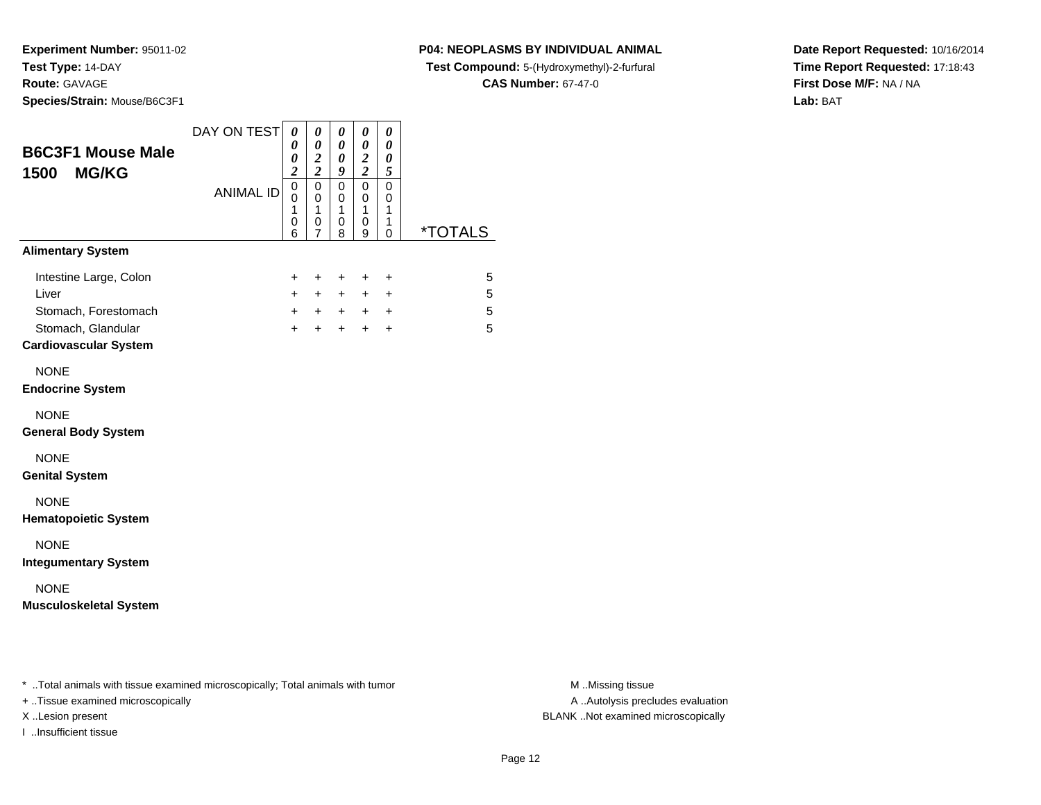**Experiment Number:** 95011-02
**Test Type:** 14-DAY
**Route:** GAVAGE
**Species/Strain:** Mouse/B6C3F1

**P04: NEOPLASMS BY INDIVIDUAL ANIMAL**
**Test Compound:** 5-(Hydroxymethyl)-2-furfural
**CAS Number:** 67-47-0

**Date Report Requested:** 10/16/2014
**Time Report Requested:** 17:18:43
**First Dose M/F:** NA / NA
**Lab:** BAT

## B6C3F1 Mouse Male 1500 MG/KG

| DAY ON TEST | 0002 | 0022 | 0009 | 0022 | 0005 | |
|---|---|---|---|---|---|---|
| **ANIMAL ID** | 00106 | 00107 | 00108 | 00109 | 00110 | ***TOTALS** |
| **Alimentary System** | | | | | | |
| Intestine Large, Colon | + | + | + | + | + | 5 |
| Liver | + | + | + | + | + | 5 |
| Stomach, Forestomach | + | + | + | + | + | 5 |
| Stomach, Glandular | + | + | + | + | + | 5 |
| **Cardiovascular System** | | | | | | |
| NONE | | | | | | |
| **Endocrine System** | | | | | | |
| NONE | | | | | | |
| **General Body System** | | | | | | |
| NONE | | | | | | |
| **Genital System** | | | | | | |
| NONE | | | | | | |
| **Hematopoietic System** | | | | | | |
| NONE | | | | | | |
| **Integumentary System** | | | | | | |
| NONE | | | | | | |
| **Musculoskeletal System** | | | | | | |

* ..Total animals with tissue examined microscopically; Total animals with tumor
+ ..Tissue examined microscopically
X ..Lesion present
I ..Insufficient tissue

M ..Missing tissue
A ..Autolysis precludes evaluation
BLANK ..Not examined microscopically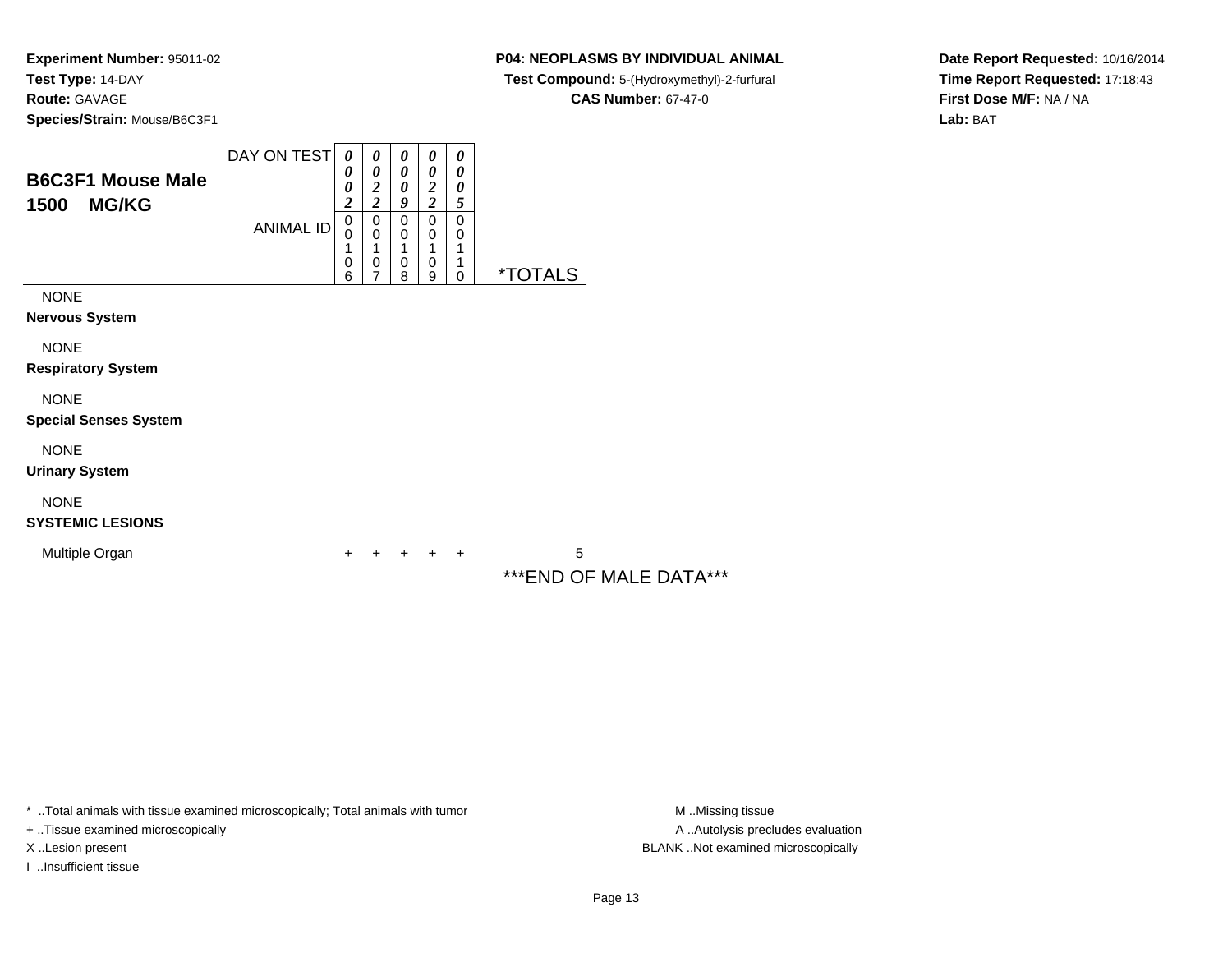**Experiment Number:** 95011-02
**Test Type:** 14-DAY
**Route:** GAVAGE
**Species/Strain:** Mouse/B6C3F1

**P04: NEOPLASMS BY INDIVIDUAL ANIMAL**
**Test Compound:** 5-(Hydroxymethyl)-2-furfural
**CAS Number:** 67-47-0

**Date Report Requested:** 10/16/2014
**Time Report Requested:** 17:18:43
**First Dose M/F:** NA / NA
**Lab:** BAT

## B6C3F1 Mouse Male 1500 MG/KG

| | | | | | | |
|---|---|---|---|---|---|---|
| DAY ON TEST | 0002 | 0022 | 0009 | 0022 | 0005 | |
| ANIMAL ID | 00106 | 00107 | 00108 | 00109 | 00110 | *TOTALS |
| NONE | | | | | | |
| **Nervous System** | | | | | | |
| NONE | | | | | | |
| **Respiratory System** | | | | | | |
| NONE | | | | | | |
| **Special Senses System** | | | | | | |
| NONE | | | | | | |
| **Urinary System** | | | | | | |
| NONE | | | | | | |
| **SYSTEMIC LESIONS** | | | | | | |
| Multiple Organ | + | + | + | + | + | 5 |

***END OF MALE DATA***

* ..Total animals with tissue examined microscopically; Total animals with tumor
+ ..Tissue examined microscopically
X ..Lesion present
I ..Insufficient tissue

M ..Missing tissue
A ..Autolysis precludes evaluation
BLANK ..Not examined microscopically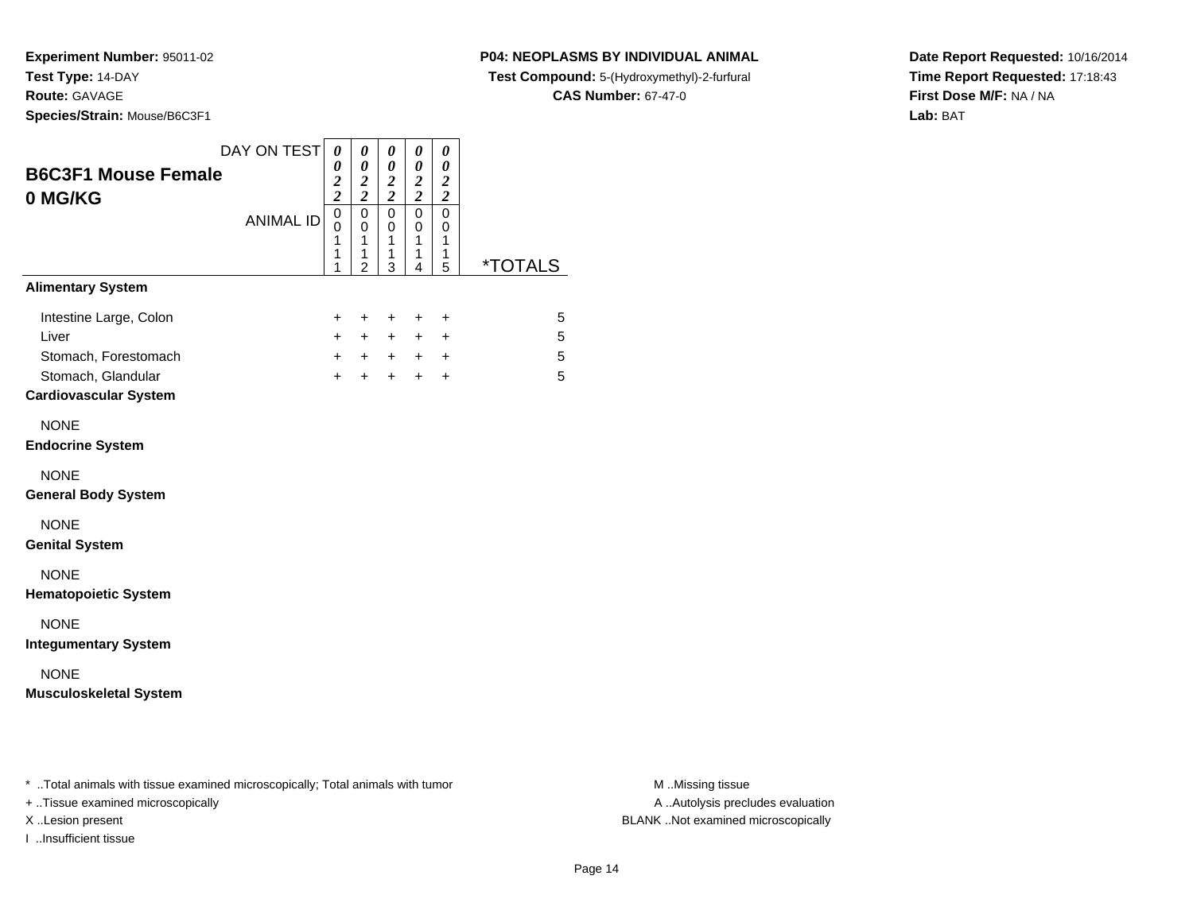**Experiment Number:** 95011-02
**Test Type:** 14-DAY
**Route:** GAVAGE
**Species/Strain:** Mouse/B6C3F1

**P04: NEOPLASMS BY INDIVIDUAL ANIMAL**
**Test Compound:** 5-(Hydroxymethyl)-2-furfural
**CAS Number:** 67-47-0

**Date Report Requested:** 10/16/2014
**Time Report Requested:** 17:18:43
**First Dose M/F:** NA / NA
**Lab:** BAT

## B6C3F1 Mouse Female
## 0 MG/KG

| DAY ON TEST | 0022 | 0022 | 0022 | 0022 | 0022 | |
|---|---|---|---|---|---|---|
| **ANIMAL ID** | 00111 | 00112 | 00113 | 00114 | 00115 | ***TOTALS** |
| **Alimentary System** | | | | | | |
| Intestine Large, Colon | + | + | + | + | + | 5 |
| Liver | + | + | + | + | + | 5 |
| Stomach, Forestomach | + | + | + | + | + | 5 |
| Stomach, Glandular | + | + | + | + | + | 5 |
| **Cardiovascular System** | | | | | | |
| NONE | | | | | | |
| **Endocrine System** | | | | | | |
| NONE | | | | | | |
| **General Body System** | | | | | | |
| NONE | | | | | | |
| **Genital System** | | | | | | |
| NONE | | | | | | |
| **Hematopoietic System** | | | | | | |
| NONE | | | | | | |
| **Integumentary System** | | | | | | |
| NONE | | | | | | |
| **Musculoskeletal System** | | | | | | |

* ..Total animals with tissue examined microscopically; Total animals with tumor
+ ..Tissue examined microscopically
X ..Lesion present
I ..Insufficient tissue

M ..Missing tissue
A ..Autolysis precludes evaluation
BLANK ..Not examined microscopically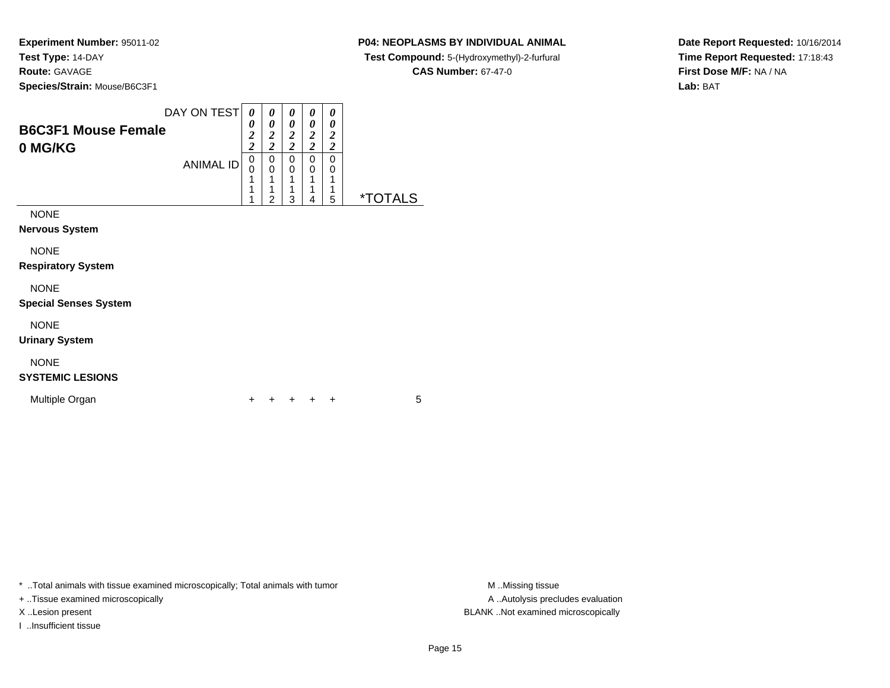**Experiment Number:** 95011-02
**Test Type:** 14-DAY
**Route:** GAVAGE
**Species/Strain:** Mouse/B6C3F1

**P04: NEOPLASMS BY INDIVIDUAL ANIMAL**
**Test Compound:** 5-(Hydroxymethyl)-2-furfural
**CAS Number:** 67-47-0

**Date Report Requested:** 10/16/2014
**Time Report Requested:** 17:18:43
**First Dose M/F:** NA / NA
**Lab:** BAT

## B6C3F1 Mouse Female
## 0 MG/KG

| DAY ON TEST | 0022 | 0022 | 0022 | 0022 | 0022 | |
|---|---|---|---|---|---|---|
| ANIMAL ID | 00111 | 00112 | 00113 | 00114 | 00115 | *TOTALS |
| NONE | | | | | | |
| **Nervous System** | | | | | | |
| NONE | | | | | | |
| **Respiratory System** | | | | | | |
| NONE | | | | | | |
| **Special Senses System** | | | | | | |
| NONE | | | | | | |
| **Urinary System** | | | | | | |
| NONE | | | | | | |
| **SYSTEMIC LESIONS** | | | | | | |
| Multiple Organ | + | + | + | + | + | 5 |

* ..Total animals with tissue examined microscopically; Total animals with tumor
+ ..Tissue examined microscopically
X ..Lesion present
I ..Insufficient tissue

M ..Missing tissue
A ..Autolysis precludes evaluation
BLANK ..Not examined microscopically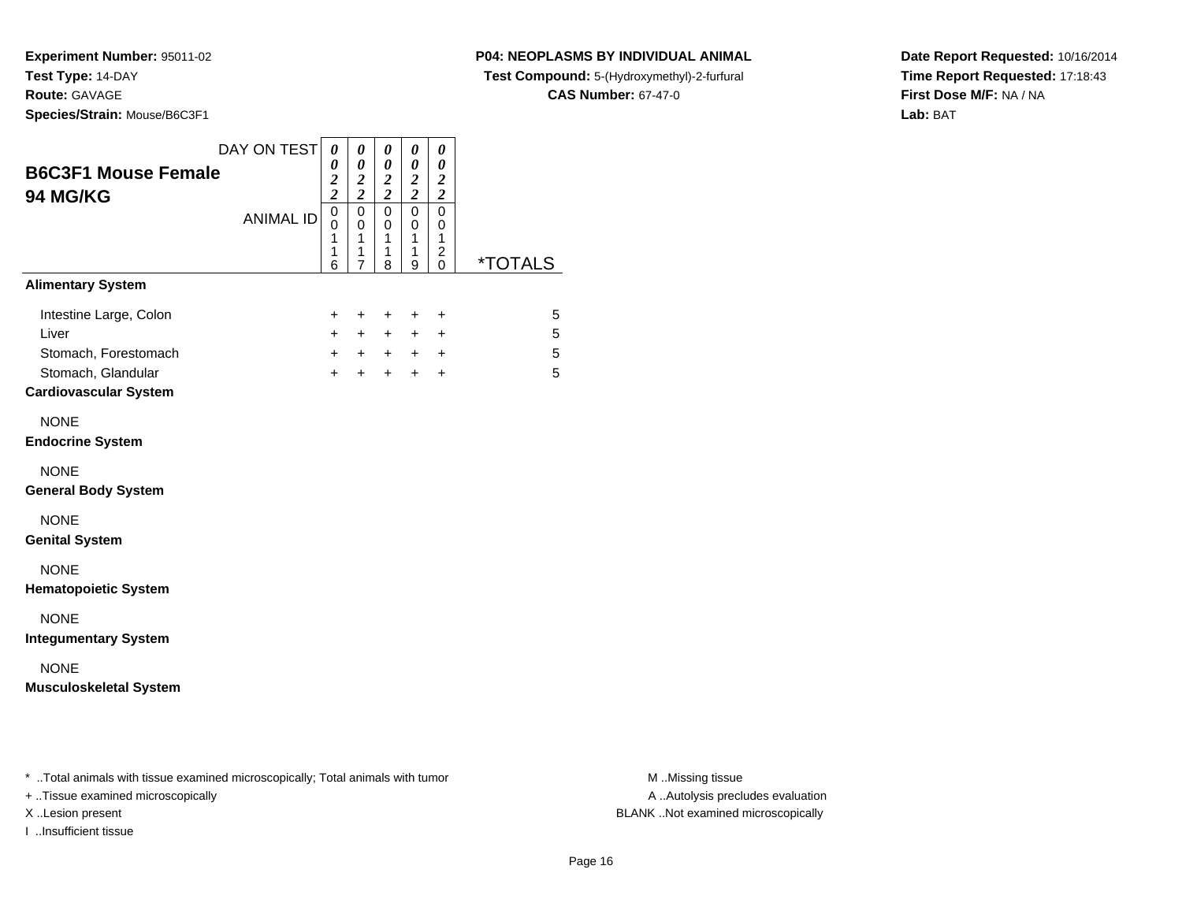**Experiment Number:** 95011-02
**Test Type:** 14-DAY
**Route:** GAVAGE
**Species/Strain:** Mouse/B6C3F1

**P04: NEOPLASMS BY INDIVIDUAL ANIMAL**
**Test Compound:** 5-(Hydroxymethyl)-2-furfural
**CAS Number:** 67-47-0

**Date Report Requested:** 10/16/2014
**Time Report Requested:** 17:18:43
**First Dose M/F:** NA / NA
**Lab:** BAT

## B6C3F1 Mouse Female
## 94 MG/KG

| DAY ON TEST | 0022 | 0022 | 0022 | 0022 | 0022 | |
|---|---|---|---|---|---|---|
| ANIMAL ID | 00116 | 00117 | 00118 | 00119 | 00120 | *TOTALS |
| **Alimentary System** | | | | | | |
| Intestine Large, Colon | + | + | + | + | + | 5 |
| Liver | + | + | + | + | + | 5 |
| Stomach, Forestomach | + | + | + | + | + | 5 |
| Stomach, Glandular | + | + | + | + | + | 5 |
| **Cardiovascular System** | | | | | | |
| NONE | | | | | | |
| **Endocrine System** | | | | | | |
| NONE | | | | | | |
| **General Body System** | | | | | | |
| NONE | | | | | | |
| **Genital System** | | | | | | |
| NONE | | | | | | |
| **Hematopoietic System** | | | | | | |
| NONE | | | | | | |
| **Integumentary System** | | | | | | |
| NONE | | | | | | |
| **Musculoskeletal System** | | | | | | |

* ..Total animals with tissue examined microscopically; Total animals with tumor
+ ..Tissue examined microscopically
X ..Lesion present
I ..Insufficient tissue

M ..Missing tissue
A ..Autolysis precludes evaluation
BLANK ..Not examined microscopically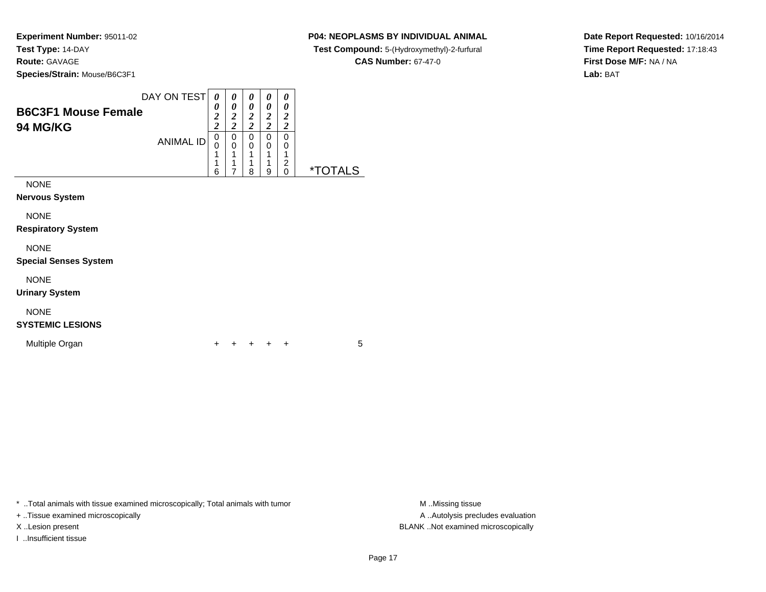**Experiment Number:** 95011-02
**Test Type:** 14-DAY
**Route:** GAVAGE
**Species/Strain:** Mouse/B6C3F1

**P04: NEOPLASMS BY INDIVIDUAL ANIMAL**
**Test Compound:** 5-(Hydroxymethyl)-2-furfural
**CAS Number:** 67-47-0

**Date Report Requested:** 10/16/2014
**Time Report Requested:** 17:18:43
**First Dose M/F:** NA / NA
**Lab:** BAT

## B6C3F1 Mouse Female 94 MG/KG

| DAY ON TEST | 0022 | 0022 | 0022 | 0022 | 0022 | |
|---|---|---|---|---|---|---|
| ANIMAL ID | 00116 | 00117 | 00118 | 00119 | 00120 | *TOTALS |
| NONE | | | | | | |
| **Nervous System** | | | | | | |
| NONE | | | | | | |
| **Respiratory System** | | | | | | |
| NONE | | | | | | |
| **Special Senses System** | | | | | | |
| NONE | | | | | | |
| **Urinary System** | | | | | | |
| NONE | | | | | | |
| **SYSTEMIC LESIONS** | | | | | | |
| Multiple Organ | + | + | + | + | + | 5 |

* ..Total animals with tissue examined microscopically; Total animals with tumor
+ ..Tissue examined microscopically
X ..Lesion present
I ..Insufficient tissue

M ..Missing tissue
A ..Autolysis precludes evaluation
BLANK ..Not examined microscopically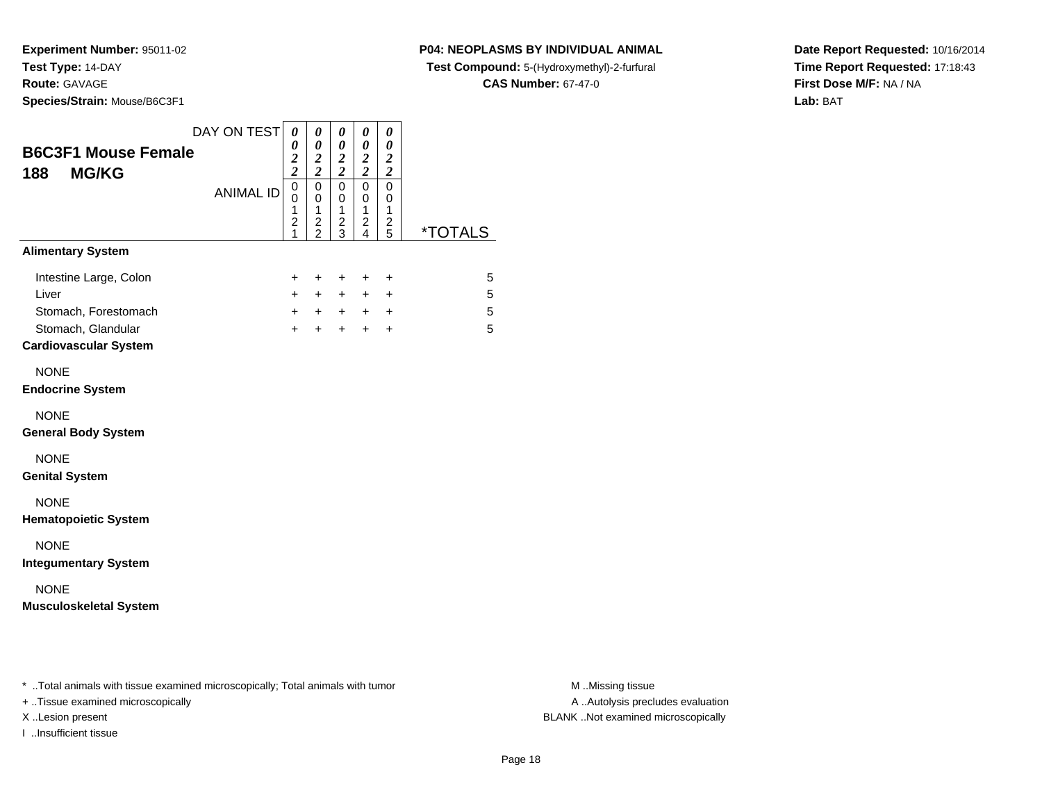**Experiment Number:** 95011-02
**Test Type:** 14-DAY
**Route:** GAVAGE
**Species/Strain:** Mouse/B6C3F1

**P04: NEOPLASMS BY INDIVIDUAL ANIMAL**
**Test Compound:** 5-(Hydroxymethyl)-2-furfural
**CAS Number:** 67-47-0

**Date Report Requested:** 10/16/2014
**Time Report Requested:** 17:18:43
**First Dose M/F:** NA / NA
**Lab:** BAT

## B6C3F1 Mouse Female
## 188 MG/KG

| DAY ON TEST | 0022 | 0022 | 0022 | 0022 | 0022 | |
|---|---|---|---|---|---|---|
| ANIMAL ID | 00121 | 00122 | 00123 | 00124 | 00125 | *TOTALS |
| **Alimentary System** | | | | | | |
| Intestine Large, Colon | + | + | + | + | + | 5 |
| Liver | + | + | + | + | + | 5 |
| Stomach, Forestomach | + | + | + | + | + | 5 |
| Stomach, Glandular | + | + | + | + | + | 5 |
| **Cardiovascular System** | | | | | | |
| NONE | | | | | | |
| **Endocrine System** | | | | | | |
| NONE | | | | | | |
| **General Body System** | | | | | | |
| NONE | | | | | | |
| **Genital System** | | | | | | |
| NONE | | | | | | |
| **Hematopoietic System** | | | | | | |
| NONE | | | | | | |
| **Integumentary System** | | | | | | |
| NONE | | | | | | |
| **Musculoskeletal System** | | | | | | |

* ..Total animals with tissue examined microscopically; Total animals with tumor
+ ..Tissue examined microscopically
X ..Lesion present
I ..Insufficient tissue

M ..Missing tissue
A ..Autolysis precludes evaluation
BLANK ..Not examined microscopically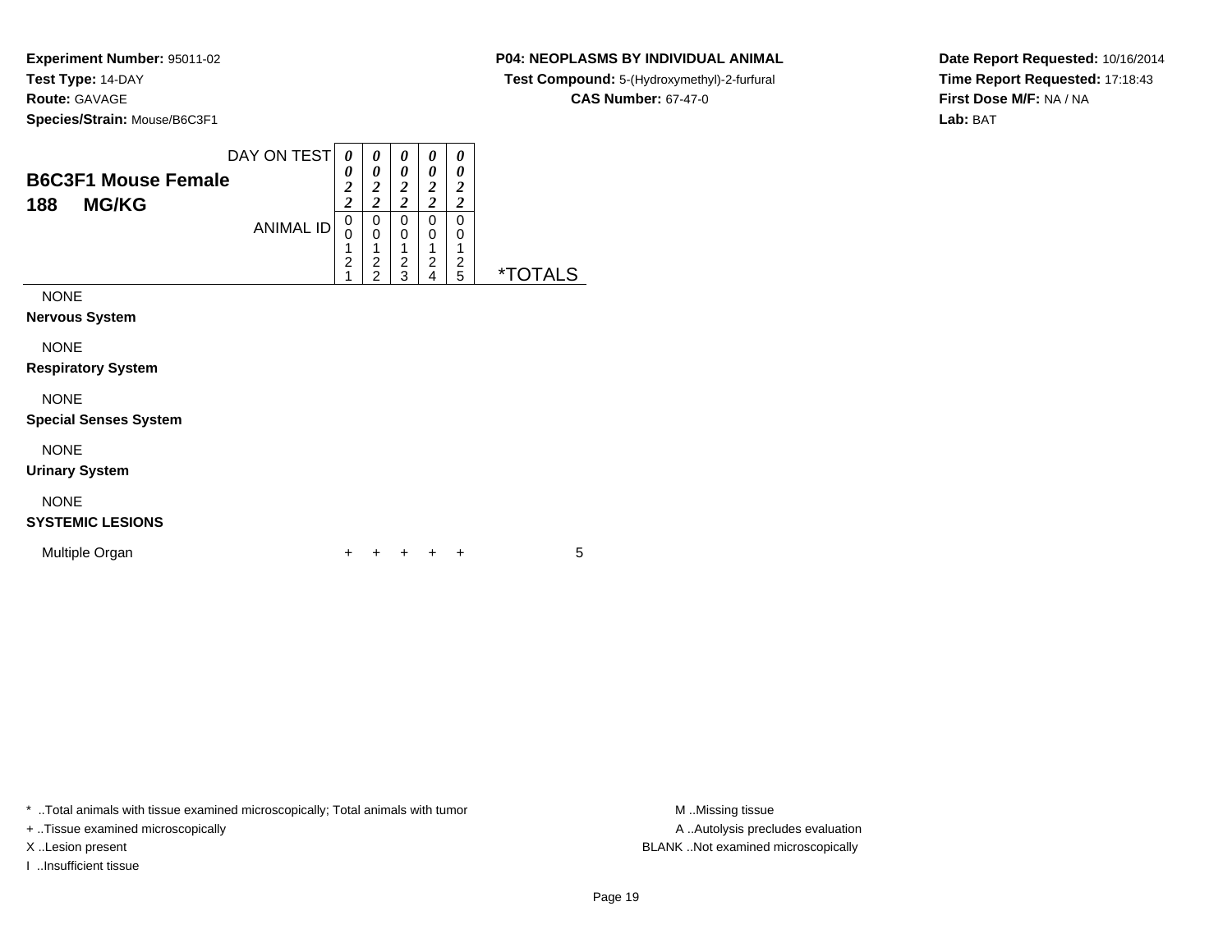**Experiment Number:** 95011-02
**Test Type:** 14-DAY
**Route:** GAVAGE
**Species/Strain:** Mouse/B6C3F1

**P04: NEOPLASMS BY INDIVIDUAL ANIMAL**
**Test Compound:** 5-(Hydroxymethyl)-2-furfural
**CAS Number:** 67-47-0

**Date Report Requested:** 10/16/2014
**Time Report Requested:** 17:18:43
**First Dose M/F:** NA / NA
**Lab:** BAT

| B6C3F1 Mouse Female 188 MG/KG — DAY ON TEST | 0022 | 0022 | 0022 | 0022 | 0022 | |
|---|---|---|---|---|---|---|
| ANIMAL ID | 00121 | 00122 | 00123 | 00124 | 00125 | *TOTALS |
| NONE | | | | | | |
| **Nervous System** | | | | | | |
| NONE | | | | | | |
| **Respiratory System** | | | | | | |
| NONE | | | | | | |
| **Special Senses System** | | | | | | |
| NONE | | | | | | |
| **Urinary System** | | | | | | |
| NONE | | | | | | |
| **SYSTEMIC LESIONS** | | | | | | |
| Multiple Organ | + | + | + | + | + | 5 |

\* ..Total animals with tissue examined microscopically; Total animals with tumor
\+ ..Tissue examined microscopically
X ..Lesion present
I ..Insufficient tissue

M ..Missing tissue
A ..Autolysis precludes evaluation
BLANK ..Not examined microscopically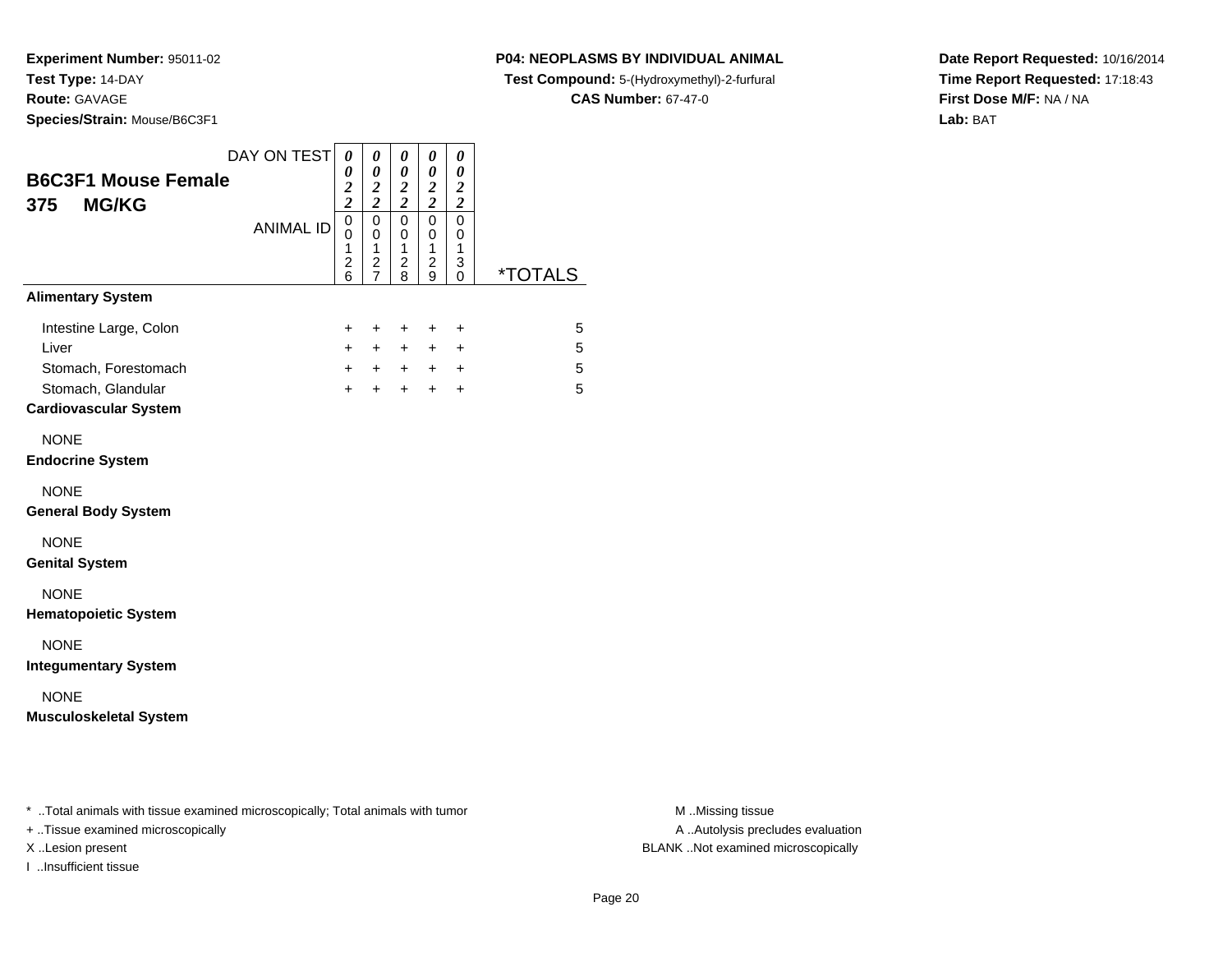**Experiment Number:** 95011-02
**Test Type:** 14-DAY
**Route:** GAVAGE
**Species/Strain:** Mouse/B6C3F1

**P04: NEOPLASMS BY INDIVIDUAL ANIMAL**
**Test Compound:** 5-(Hydroxymethyl)-2-furfural
**CAS Number:** 67-47-0

**Date Report Requested:** 10/16/2014
**Time Report Requested:** 17:18:43
**First Dose M/F:** NA / NA
**Lab:** BAT

## B6C3F1 Mouse Female
## 375 MG/KG

| DAY ON TEST | 0022 | 0022 | 0022 | 0022 | 0022 | |
|---|---|---|---|---|---|---|
| **ANIMAL ID** | 00126 | 00127 | 00128 | 00129 | 00130 | ***TOTALS** |
| **Alimentary System** | | | | | | |
| Intestine Large, Colon | + | + | + | + | + | 5 |
| Liver | + | + | + | + | + | 5 |
| Stomach, Forestomach | + | + | + | + | + | 5 |
| Stomach, Glandular | + | + | + | + | + | 5 |
| **Cardiovascular System** | | | | | | |
| NONE | | | | | | |
| **Endocrine System** | | | | | | |
| NONE | | | | | | |
| **General Body System** | | | | | | |
| NONE | | | | | | |
| **Genital System** | | | | | | |
| NONE | | | | | | |
| **Hematopoietic System** | | | | | | |
| NONE | | | | | | |
| **Integumentary System** | | | | | | |
| NONE | | | | | | |
| **Musculoskeletal System** | | | | | | |

\* ..Total animals with tissue examined microscopically; Total animals with tumor
\+ ..Tissue examined microscopically
X ..Lesion present
I ..Insufficient tissue

M ..Missing tissue
A ..Autolysis precludes evaluation
BLANK ..Not examined microscopically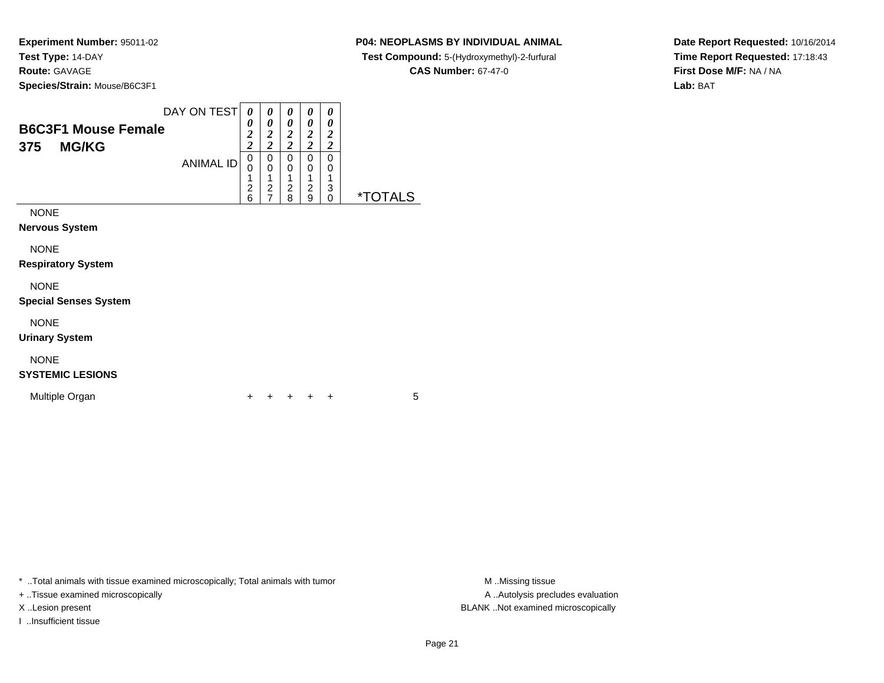**Experiment Number:** 95011-02
**Test Type:** 14-DAY
**Route:** GAVAGE
**Species/Strain:** Mouse/B6C3F1

**P04: NEOPLASMS BY INDIVIDUAL ANIMAL**
**Test Compound:** 5-(Hydroxymethyl)-2-furfural
**CAS Number:** 67-47-0

**Date Report Requested:** 10/16/2014
**Time Report Requested:** 17:18:43
**First Dose M/F:** NA / NA
**Lab:** BAT

## B6C3F1 Mouse Female
## 375 MG/KG

| DAY ON TEST | 0022 | 0022 | 0022 | 0022 | 0022 | |
|---|---|---|---|---|---|---|
| ANIMAL ID | 00126 | 00127 | 00128 | 00129 | 00130 | *TOTALS |
| NONE | | | | | | |
| **Nervous System** | | | | | | |
| NONE | | | | | | |
| **Respiratory System** | | | | | | |
| NONE | | | | | | |
| **Special Senses System** | | | | | | |
| NONE | | | | | | |
| **Urinary System** | | | | | | |
| NONE | | | | | | |
| **SYSTEMIC LESIONS** | | | | | | |
| Multiple Organ | + | + | + | + | + | 5 |

* ..Total animals with tissue examined microscopically; Total animals with tumor
+ ..Tissue examined microscopically
X ..Lesion present
I ..Insufficient tissue

M ..Missing tissue
A ..Autolysis precludes evaluation
BLANK ..Not examined microscopically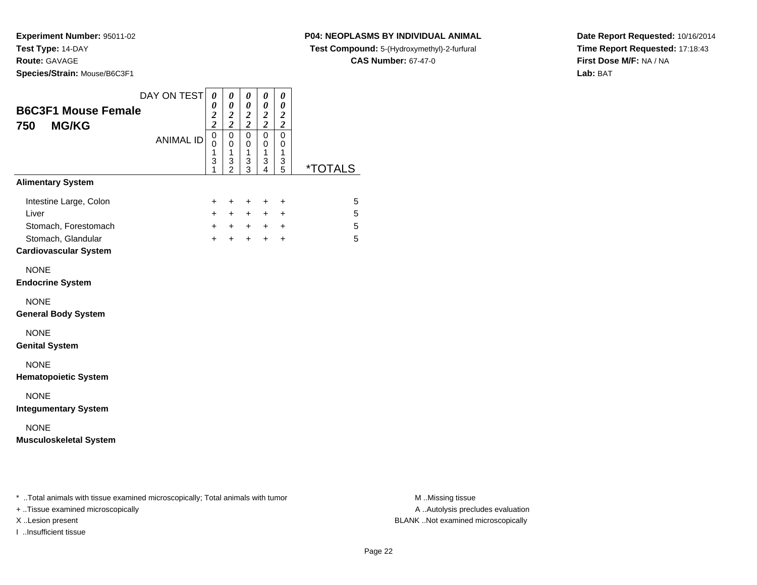**Experiment Number:** 95011-02
**Test Type:** 14-DAY
**Route:** GAVAGE
**Species/Strain:** Mouse/B6C3F1

**P04: NEOPLASMS BY INDIVIDUAL ANIMAL**
**Test Compound:** 5-(Hydroxymethyl)-2-furfural
**CAS Number:** 67-47-0

**Date Report Requested:** 10/16/2014
**Time Report Requested:** 17:18:43
**First Dose M/F:** NA / NA
**Lab:** BAT

**B6C3F1 Mouse Female**
**750 MG/KG**

| DAY ON TEST | 0022 | 0022 | 0022 | 0022 | 0022 | |
|---|---|---|---|---|---|---|
| ANIMAL ID | 00131 | 00132 | 00133 | 00134 | 00135 | *TOTALS |
| **Alimentary System** | | | | | | |
| Intestine Large, Colon | + | + | + | + | + | 5 |
| Liver | + | + | + | + | + | 5 |
| Stomach, Forestomach | + | + | + | + | + | 5 |
| Stomach, Glandular | + | + | + | + | + | 5 |
| **Cardiovascular System** | | | | | | |
| NONE | | | | | | |
| **Endocrine System** | | | | | | |
| NONE | | | | | | |
| **General Body System** | | | | | | |
| NONE | | | | | | |
| **Genital System** | | | | | | |
| NONE | | | | | | |
| **Hematopoietic System** | | | | | | |
| NONE | | | | | | |
| **Integumentary System** | | | | | | |
| NONE | | | | | | |
| **Musculoskeletal System** | | | | | | |

* ..Total animals with tissue examined microscopically; Total animals with tumor
+ ..Tissue examined microscopically
X ..Lesion present
I ..Insufficient tissue

M ..Missing tissue
A ..Autolysis precludes evaluation
BLANK ..Not examined microscopically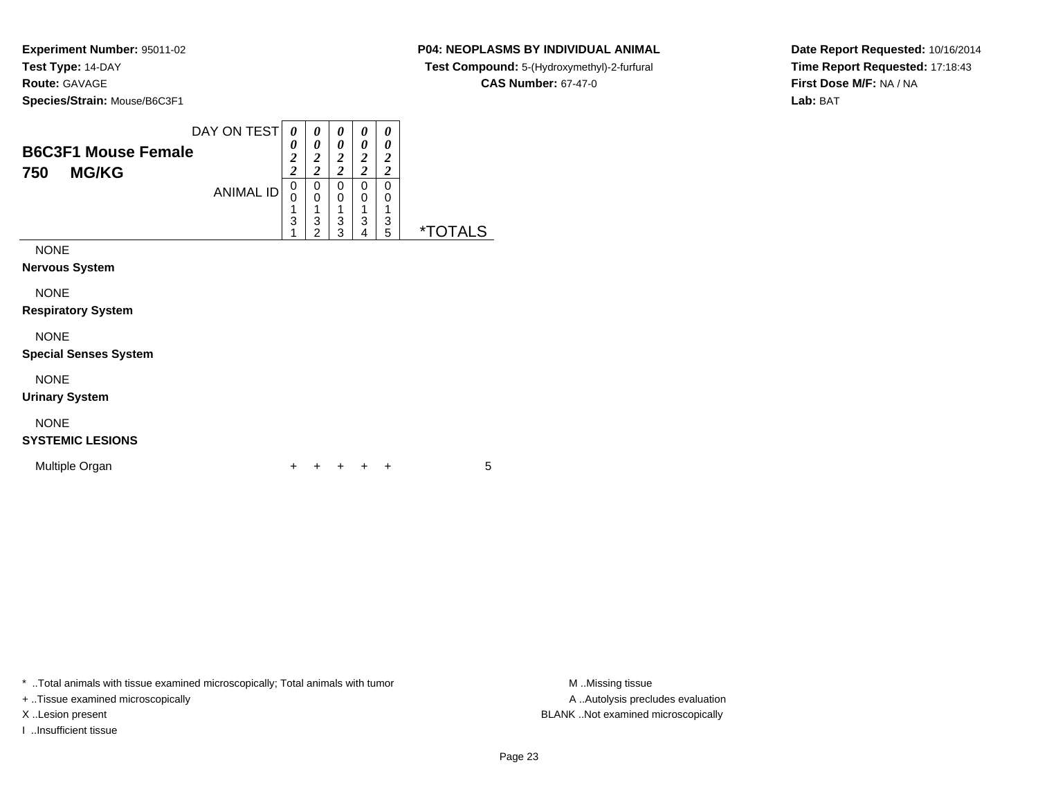**Experiment Number:** 95011-02
**Test Type:** 14-DAY
**Route:** GAVAGE
**Species/Strain:** Mouse/B6C3F1

**P04: NEOPLASMS BY INDIVIDUAL ANIMAL**
**Test Compound:** 5-(Hydroxymethyl)-2-furfural
**CAS Number:** 67-47-0

**Date Report Requested:** 10/16/2014
**Time Report Requested:** 17:18:43
**First Dose M/F:** NA / NA
**Lab:** BAT

## B6C3F1 Mouse Female
## 750 MG/KG

| DAY ON TEST | 0022 | 0022 | 0022 | 0022 | 0022 | |
|---|---|---|---|---|---|---|
| ANIMAL ID | 00131 | 00132 | 00133 | 00134 | 00135 | *TOTALS |
| NONE | | | | | | |
| **Nervous System** | | | | | | |
| NONE | | | | | | |
| **Respiratory System** | | | | | | |
| NONE | | | | | | |
| **Special Senses System** | | | | | | |
| NONE | | | | | | |
| **Urinary System** | | | | | | |
| NONE | | | | | | |
| **SYSTEMIC LESIONS** | | | | | | |
| Multiple Organ | + | + | + | + | + | 5 |

\* ..Total animals with tissue examined microscopically; Total animals with tumor
\+ ..Tissue examined microscopically
X ..Lesion present
I ..Insufficient tissue

M ..Missing tissue
A ..Autolysis precludes evaluation
BLANK ..Not examined microscopically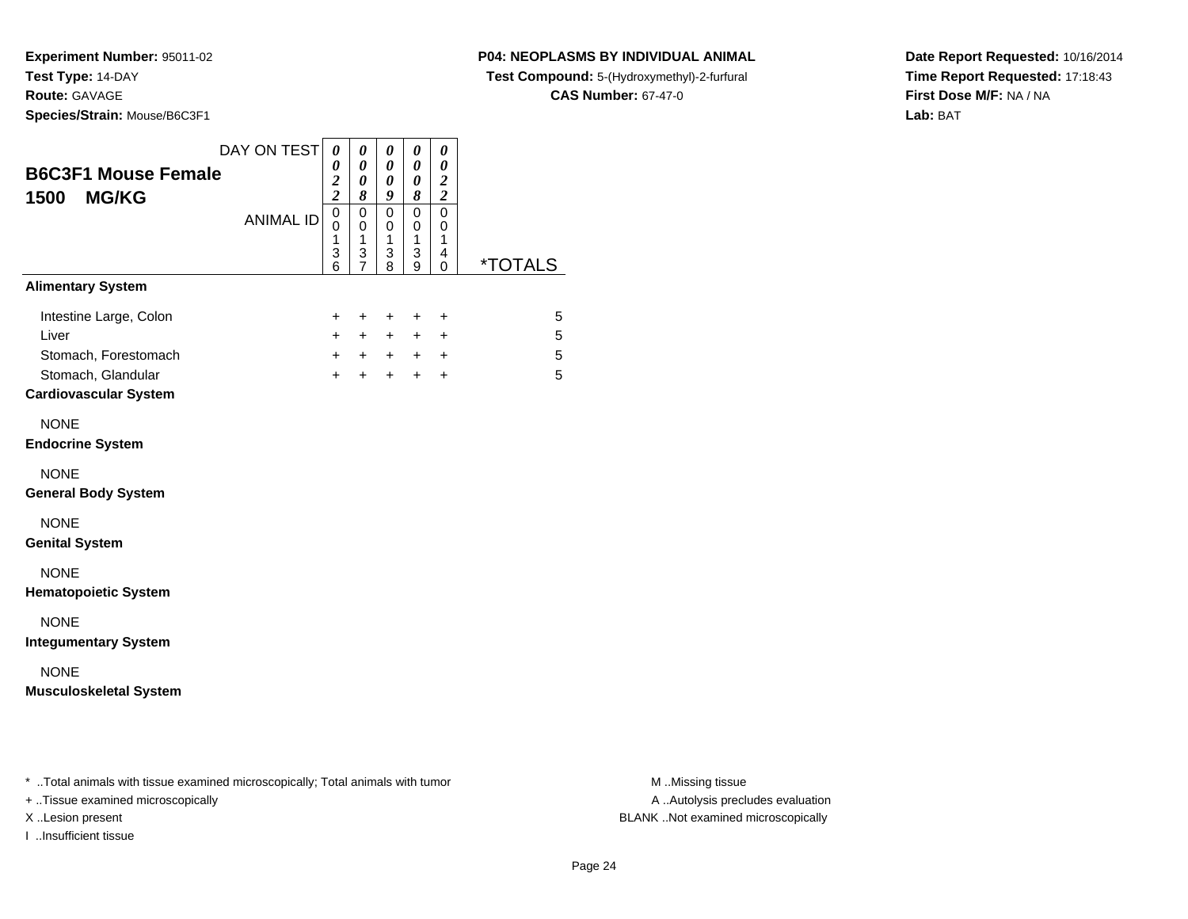**Experiment Number:** 95011-02
**Test Type:** 14-DAY
**Route:** GAVAGE
**Species/Strain:** Mouse/B6C3F1

**P04: NEOPLASMS BY INDIVIDUAL ANIMAL**
**Test Compound:** 5-(Hydroxymethyl)-2-furfural
**CAS Number:** 67-47-0

**Date Report Requested:** 10/16/2014
**Time Report Requested:** 17:18:43
**First Dose M/F:** NA / NA
**Lab:** BAT

## B6C3F1 Mouse Female
## 1500 MG/KG

| DAY ON TEST | 0022 | 0008 | 0009 | 0008 | 0022 | |
|---|---|---|---|---|---|---|
| ANIMAL ID | 00136 | 00137 | 00138 | 00139 | 00140 | *TOTALS |
| **Alimentary System** | | | | | | |
| Intestine Large, Colon | + | + | + | + | + | 5 |
| Liver | + | + | + | + | + | 5 |
| Stomach, Forestomach | + | + | + | + | + | 5 |
| Stomach, Glandular | + | + | + | + | + | 5 |
| **Cardiovascular System** | | | | | | |
| NONE | | | | | | |
| **Endocrine System** | | | | | | |
| NONE | | | | | | |
| **General Body System** | | | | | | |
| NONE | | | | | | |
| **Genital System** | | | | | | |
| NONE | | | | | | |
| **Hematopoietic System** | | | | | | |
| NONE | | | | | | |
| **Integumentary System** | | | | | | |
| NONE | | | | | | |
| **Musculoskeletal System** | | | | | | |

* ..Total animals with tissue examined microscopically; Total animals with tumor
+ ..Tissue examined microscopically
X ..Lesion present
I ..Insufficient tissue

M ..Missing tissue
A ..Autolysis precludes evaluation
BLANK ..Not examined microscopically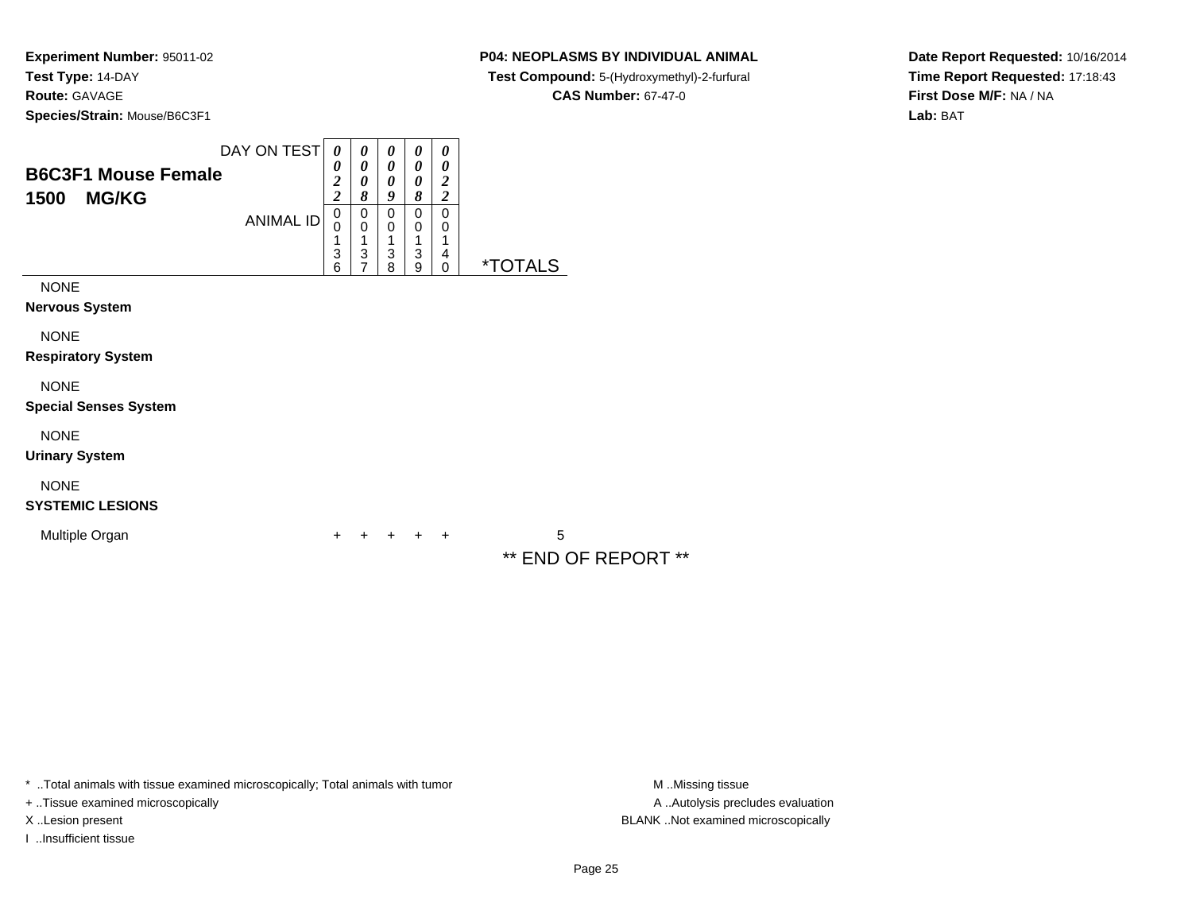**Experiment Number:** 95011-02
**Test Type:** 14-DAY
**Route:** GAVAGE
**Species/Strain:** Mouse/B6C3F1

**P04: NEOPLASMS BY INDIVIDUAL ANIMAL**
**Test Compound:** 5-(Hydroxymethyl)-2-furfural
**CAS Number:** 67-47-0

**Date Report Requested:** 10/16/2014
**Time Report Requested:** 17:18:43
**First Dose M/F:** NA / NA
**Lab:** BAT

## B6C3F1 Mouse Female 1500 MG/KG

| DAY ON TEST | 0022 | 0008 | 0009 | 0008 | 0022 | |
|---|---|---|---|---|---|---|
| ANIMAL ID | 00136 | 00137 | 00138 | 00139 | 00140 | *TOTALS |
| NONE | | | | | | |
| **Nervous System** | | | | | | |
| NONE | | | | | | |
| **Respiratory System** | | | | | | |
| NONE | | | | | | |
| **Special Senses System** | | | | | | |
| NONE | | | | | | |
| **Urinary System** | | | | | | |
| NONE | | | | | | |
| **SYSTEMIC LESIONS** | | | | | | |
| Multiple Organ | + | + | + | + | + | 5 |

** END OF REPORT **

* ..Total animals with tissue examined microscopically; Total animals with tumor
+ ..Tissue examined microscopically
X ..Lesion present
I ..Insufficient tissue

M ..Missing tissue
A ..Autolysis precludes evaluation
BLANK ..Not examined microscopically